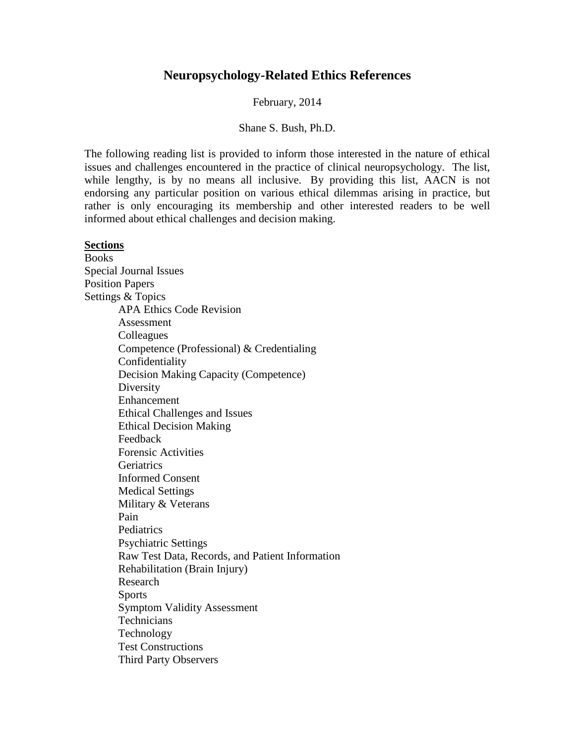# Neuropsychology-Related Ethics References

February, 2014

Shane S. Bush, Ph.D.

The following reading list is provided to inform those interested in the nature of ethical issues and challenges encountered in the practice of clinical neuropsychology. The list, while lengthy, is by no means all inclusive. By providing this list, AACN is not endorsing any particular position on various ethical dilemmas arising in practice, but rather is only encouraging its membership and other interested readers to be well informed about ethical challenges and decision making.

**<u>Sections</u>**

Books
Special Journal Issues
Position Papers
Settings & Topics

- APA Ethics Code Revision
- Assessment
- Colleagues
- Competence (Professional) & Credentialing
- Confidentiality
- Decision Making Capacity (Competence)
- Diversity
- Enhancement
- Ethical Challenges and Issues
- Ethical Decision Making
- Feedback
- Forensic Activities
- Geriatrics
- Informed Consent
- Medical Settings
- Military & Veterans
- Pain
- Pediatrics
- Psychiatric Settings
- Raw Test Data, Records, and Patient Information
- Rehabilitation (Brain Injury)
- Research
- Sports
- Symptom Validity Assessment
- Technicians
- Technology
- Test Constructions
- Third Party Observers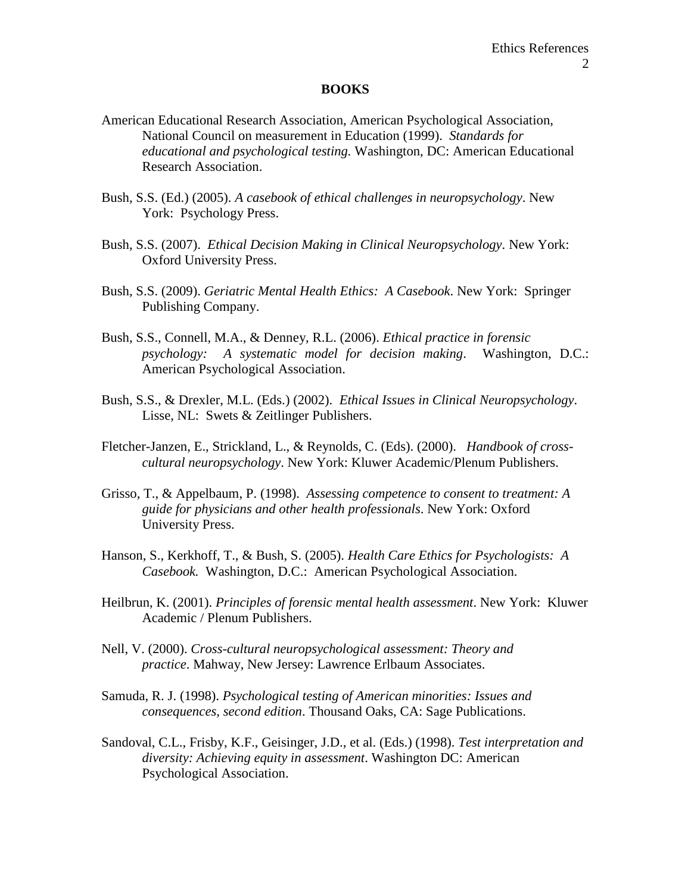## BOOKS

American Educational Research Association, American Psychological Association, National Council on measurement in Education (1999). *Standards for educational and psychological testing.* Washington, DC: American Educational Research Association.

Bush, S.S. (Ed.) (2005). *A casebook of ethical challenges in neuropsychology*. New York: Psychology Press.

Bush, S.S. (2007). *Ethical Decision Making in Clinical Neuropsychology*. New York: Oxford University Press.

Bush, S.S. (2009). *Geriatric Mental Health Ethics: A Casebook*. New York: Springer Publishing Company.

Bush, S.S., Connell, M.A., & Denney, R.L. (2006). *Ethical practice in forensic psychology: A systematic model for decision making*. Washington, D.C.: American Psychological Association.

Bush, S.S., & Drexler, M.L. (Eds.) (2002). *Ethical Issues in Clinical Neuropsychology*. Lisse, NL: Swets & Zeitlinger Publishers.

Fletcher-Janzen, E., Strickland, L., & Reynolds, C. (Eds). (2000). *Handbook of cross-cultural neuropsychology*. New York: Kluwer Academic/Plenum Publishers.

Grisso, T., & Appelbaum, P. (1998). *Assessing competence to consent to treatment: A guide for physicians and other health professionals*. New York: Oxford University Press.

Hanson, S., Kerkhoff, T., & Bush, S. (2005). *Health Care Ethics for Psychologists: A Casebook.* Washington, D.C.: American Psychological Association.

Heilbrun, K. (2001). *Principles of forensic mental health assessment*. New York: Kluwer Academic / Plenum Publishers.

Nell, V. (2000). *Cross-cultural neuropsychological assessment: Theory and practice*. Mahway, New Jersey: Lawrence Erlbaum Associates.

Samuda, R. J. (1998). *Psychological testing of American minorities: Issues and consequences, second edition*. Thousand Oaks, CA: Sage Publications.

Sandoval, C.L., Frisby, K.F., Geisinger, J.D., et al. (Eds.) (1998). *Test interpretation and diversity: Achieving equity in assessment*. Washington DC: American Psychological Association.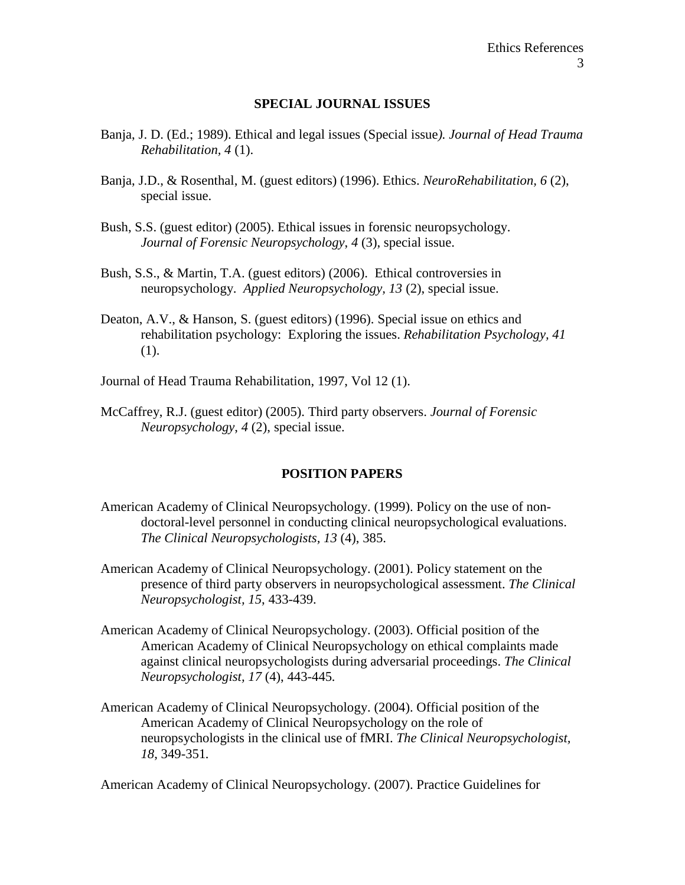## SPECIAL JOURNAL ISSUES

Banja, J. D. (Ed.; 1989). Ethical and legal issues (Special issue*). Journal of Head Trauma Rehabilitation, 4* (1).

Banja, J.D., & Rosenthal, M. (guest editors) (1996). Ethics. *NeuroRehabilitation, 6* (2), special issue.

Bush, S.S. (guest editor) (2005). Ethical issues in forensic neuropsychology. *Journal of Forensic Neuropsychology*, *4* (3), special issue.

Bush, S.S., & Martin, T.A. (guest editors) (2006). Ethical controversies in neuropsychology. *Applied Neuropsychology, 13* (2), special issue.

Deaton, A.V., & Hanson, S. (guest editors) (1996). Special issue on ethics and rehabilitation psychology: Exploring the issues. *Rehabilitation Psychology, 41* (1).

Journal of Head Trauma Rehabilitation, 1997, Vol 12 (1).

McCaffrey, R.J. (guest editor) (2005). Third party observers. *Journal of Forensic Neuropsychology*, *4* (2), special issue.

## POSITION PAPERS

American Academy of Clinical Neuropsychology. (1999). Policy on the use of non-doctoral-level personnel in conducting clinical neuropsychological evaluations. *The Clinical Neuropsychologists, 13* (4), 385.

American Academy of Clinical Neuropsychology. (2001). Policy statement on the presence of third party observers in neuropsychological assessment. *The Clinical Neuropsychologist, 15*, 433-439.

American Academy of Clinical Neuropsychology. (2003). Official position of the American Academy of Clinical Neuropsychology on ethical complaints made against clinical neuropsychologists during adversarial proceedings. *The Clinical Neuropsychologist*, *17* (4), 443-445.

American Academy of Clinical Neuropsychology. (2004). Official position of the American Academy of Clinical Neuropsychology on the role of neuropsychologists in the clinical use of fMRI. *The Clinical Neuropsychologist, 18*, 349-351.

American Academy of Clinical Neuropsychology. (2007). Practice Guidelines for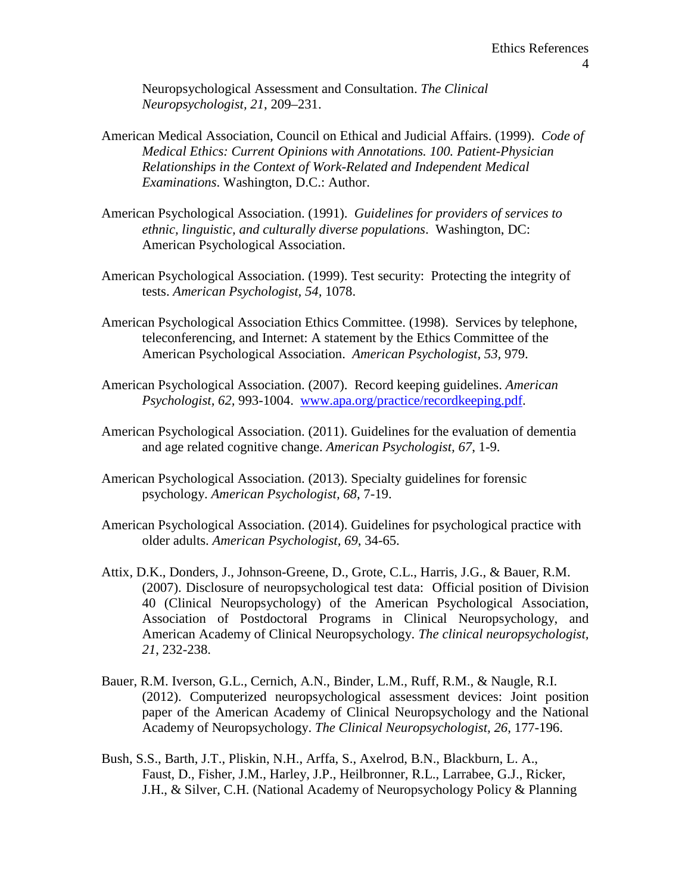Neuropsychological Assessment and Consultation. *The Clinical Neuropsychologist, 21*, 209–231.

American Medical Association, Council on Ethical and Judicial Affairs. (1999). *Code of Medical Ethics: Current Opinions with Annotations. 100. Patient-Physician Relationships in the Context of Work-Related and Independent Medical Examinations*. Washington, D.C.: Author.

American Psychological Association. (1991). *Guidelines for providers of services to ethnic, linguistic, and culturally diverse populations*. Washington, DC: American Psychological Association.

American Psychological Association. (1999). Test security: Protecting the integrity of tests. *American Psychologist, 54*, 1078.

American Psychological Association Ethics Committee. (1998). Services by telephone, teleconferencing, and Internet: A statement by the Ethics Committee of the American Psychological Association. *American Psychologist, 53*, 979.

American Psychological Association. (2007). Record keeping guidelines. *American Psychologist, 62*, 993-1004. www.apa.org/practice/recordkeeping.pdf.

American Psychological Association. (2011). Guidelines for the evaluation of dementia and age related cognitive change. *American Psychologist, 67*, 1-9.

American Psychological Association. (2013). Specialty guidelines for forensic psychology. *American Psychologist, 68*, 7-19.

American Psychological Association. (2014). Guidelines for psychological practice with older adults. *American Psychologist, 69*, 34-65.

Attix, D.K., Donders, J., Johnson-Greene, D., Grote, C.L., Harris, J.G., & Bauer, R.M. (2007). Disclosure of neuropsychological test data: Official position of Division 40 (Clinical Neuropsychology) of the American Psychological Association, Association of Postdoctoral Programs in Clinical Neuropsychology, and American Academy of Clinical Neuropsychology. *The clinical neuropsychologist, 21*, 232-238.

Bauer, R.M. Iverson, G.L., Cernich, A.N., Binder, L.M., Ruff, R.M., & Naugle, R.I. (2012). Computerized neuropsychological assessment devices: Joint position paper of the American Academy of Clinical Neuropsychology and the National Academy of Neuropsychology. *The Clinical Neuropsychologist, 26*, 177-196.

Bush, S.S., Barth, J.T., Pliskin, N.H., Arffa, S., Axelrod, B.N., Blackburn, L. A., Faust, D., Fisher, J.M., Harley, J.P., Heilbronner, R.L., Larrabee, G.J., Ricker, J.H., & Silver, C.H. (National Academy of Neuropsychology Policy & Planning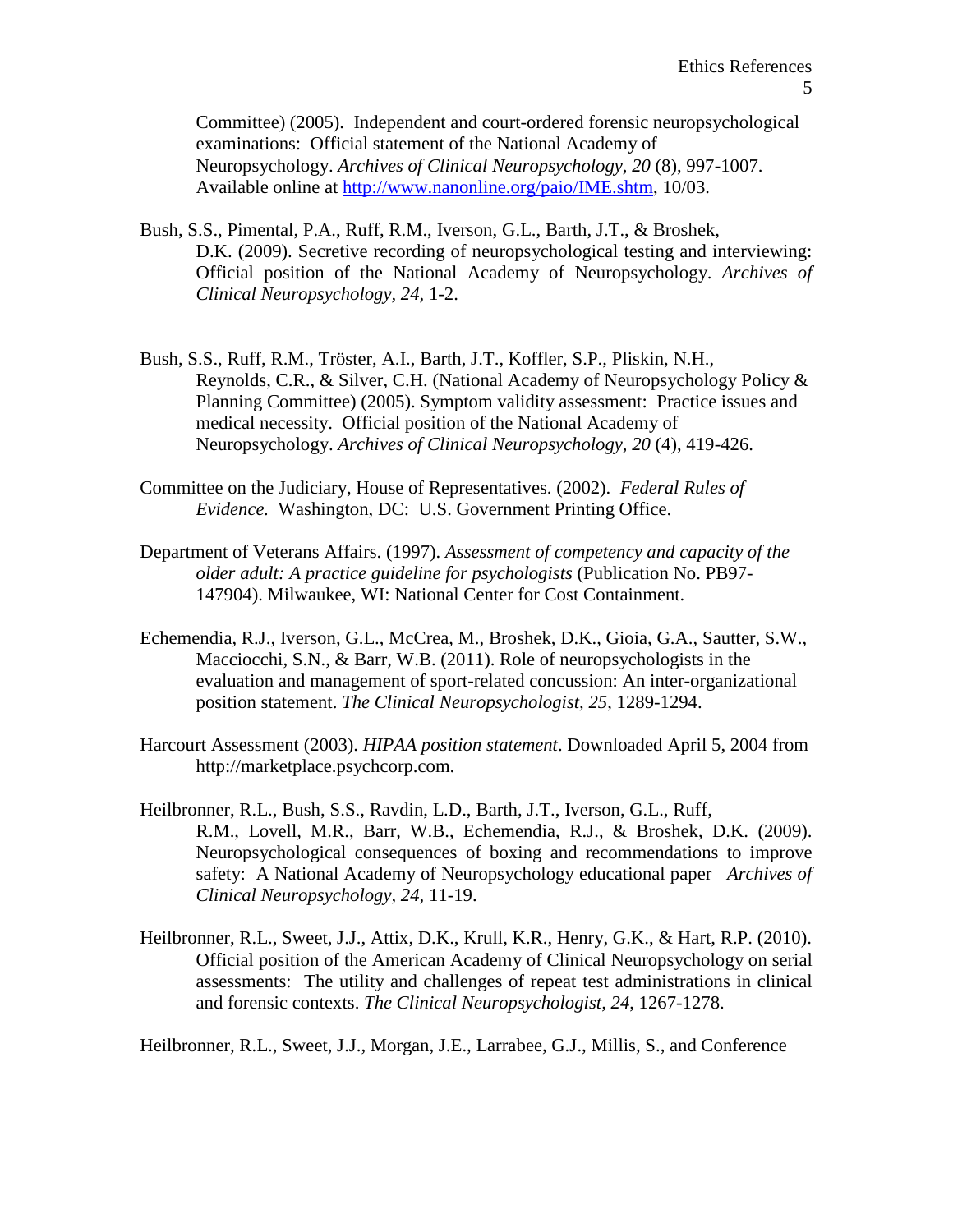Committee) (2005). Independent and court-ordered forensic neuropsychological examinations: Official statement of the National Academy of Neuropsychology. *Archives of Clinical Neuropsychology, 20* (8), 997-1007. Available online at [http://www.nanonline.org/paio/IME.shtm](http://www.nanonline.org/paio/IME.shtm), 10/03.

Bush, S.S., Pimental, P.A., Ruff, R.M., Iverson, G.L., Barth, J.T., & Broshek, D.K. (2009). Secretive recording of neuropsychological testing and interviewing: Official position of the National Academy of Neuropsychology. *Archives of Clinical Neuropsychology, 24,* 1-2.

Bush, S.S., Ruff, R.M., Tröster, A.I., Barth, J.T., Koffler, S.P., Pliskin, N.H., Reynolds, C.R., & Silver, C.H. (National Academy of Neuropsychology Policy & Planning Committee) (2005). Symptom validity assessment: Practice issues and medical necessity. Official position of the National Academy of Neuropsychology. *Archives of Clinical Neuropsychology, 20* (4), 419-426.

Committee on the Judiciary, House of Representatives. (2002). *Federal Rules of Evidence.* Washington, DC: U.S. Government Printing Office.

Department of Veterans Affairs. (1997). *Assessment of competency and capacity of the older adult: A practice guideline for psychologists* (Publication No. PB97-147904). Milwaukee, WI: National Center for Cost Containment.

Echemendia, R.J., Iverson, G.L., McCrea, M., Broshek, D.K., Gioia, G.A., Sautter, S.W., Macciocchi, S.N., & Barr, W.B. (2011). Role of neuropsychologists in the evaluation and management of sport-related concussion: An inter-organizational position statement. *The Clinical Neuropsychologist, 25,* 1289-1294.

Harcourt Assessment (2003). *HIPAA position statement*. Downloaded April 5, 2004 from http://marketplace.psychcorp.com.

Heilbronner, R.L., Bush, S.S., Ravdin, L.D., Barth, J.T., Iverson, G.L., Ruff, R.M., Lovell, M.R., Barr, W.B., Echemendia, R.J., & Broshek, D.K. (2009). Neuropsychological consequences of boxing and recommendations to improve safety: A National Academy of Neuropsychology educational paper *Archives of Clinical Neuropsychology, 24,* 11-19.

Heilbronner, R.L., Sweet, J.J., Attix, D.K., Krull, K.R., Henry, G.K., & Hart, R.P. (2010). Official position of the American Academy of Clinical Neuropsychology on serial assessments: The utility and challenges of repeat test administrations in clinical and forensic contexts. *The Clinical Neuropsychologist, 24,* 1267-1278.

Heilbronner, R.L., Sweet, J.J., Morgan, J.E., Larrabee, G.J., Millis, S., and Conference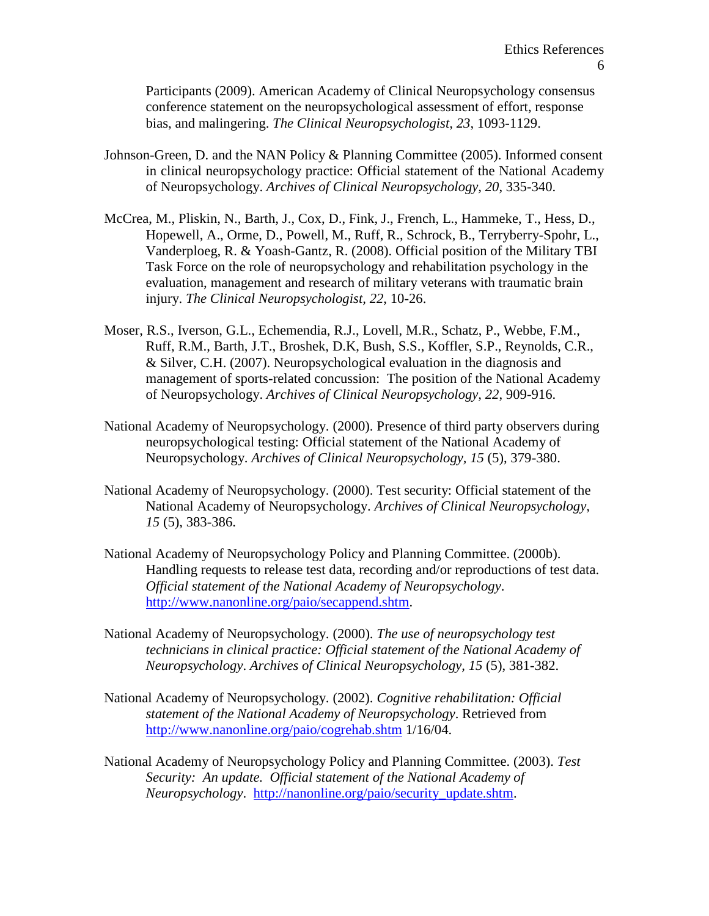Participants (2009). American Academy of Clinical Neuropsychology consensus conference statement on the neuropsychological assessment of effort, response bias, and malingering. *The Clinical Neuropsychologist, 23*, 1093-1129.

Johnson-Green, D. and the NAN Policy & Planning Committee (2005). Informed consent in clinical neuropsychology practice: Official statement of the National Academy of Neuropsychology. *Archives of Clinical Neuropsychology*, *20*, 335-340.

McCrea, M., Pliskin, N., Barth, J., Cox, D., Fink, J., French, L., Hammeke, T., Hess, D., Hopewell, A., Orme, D., Powell, M., Ruff, R., Schrock, B., Terryberry-Spohr, L., Vanderploeg, R. & Yoash-Gantz, R. (2008). Official position of the Military TBI Task Force on the role of neuropsychology and rehabilitation psychology in the evaluation, management and research of military veterans with traumatic brain injury. *The Clinical Neuropsychologist, 22,* 10-26.

Moser, R.S., Iverson, G.L., Echemendia, R.J., Lovell, M.R., Schatz, P., Webbe, F.M., Ruff, R.M., Barth, J.T., Broshek, D.K, Bush, S.S., Koffler, S.P., Reynolds, C.R., & Silver, C.H. (2007). Neuropsychological evaluation in the diagnosis and management of sports-related concussion: The position of the National Academy of Neuropsychology. *Archives of Clinical Neuropsychology, 22*, 909-916.

National Academy of Neuropsychology. (2000). Presence of third party observers during neuropsychological testing: Official statement of the National Academy of Neuropsychology. *Archives of Clinical Neuropsychology, 15* (5), 379-380.

National Academy of Neuropsychology. (2000). Test security: Official statement of the National Academy of Neuropsychology. *Archives of Clinical Neuropsychology, 15* (5), 383-386.

National Academy of Neuropsychology Policy and Planning Committee. (2000b). Handling requests to release test data, recording and/or reproductions of test data. *Official statement of the National Academy of Neuropsychology*. http://www.nanonline.org/paio/secappend.shtm.

National Academy of Neuropsychology. (2000). *The use of neuropsychology test technicians in clinical practice: Official statement of the National Academy of Neuropsychology*. *Archives of Clinical Neuropsychology, 15* (5), 381-382.

National Academy of Neuropsychology. (2002). *Cognitive rehabilitation: Official statement of the National Academy of Neuropsychology*. Retrieved from http://www.nanonline.org/paio/cogrehab.shtm 1/16/04.

National Academy of Neuropsychology Policy and Planning Committee. (2003). *Test Security: An update. Official statement of the National Academy of Neuropsychology*. http://nanonline.org/paio/security_update.shtm.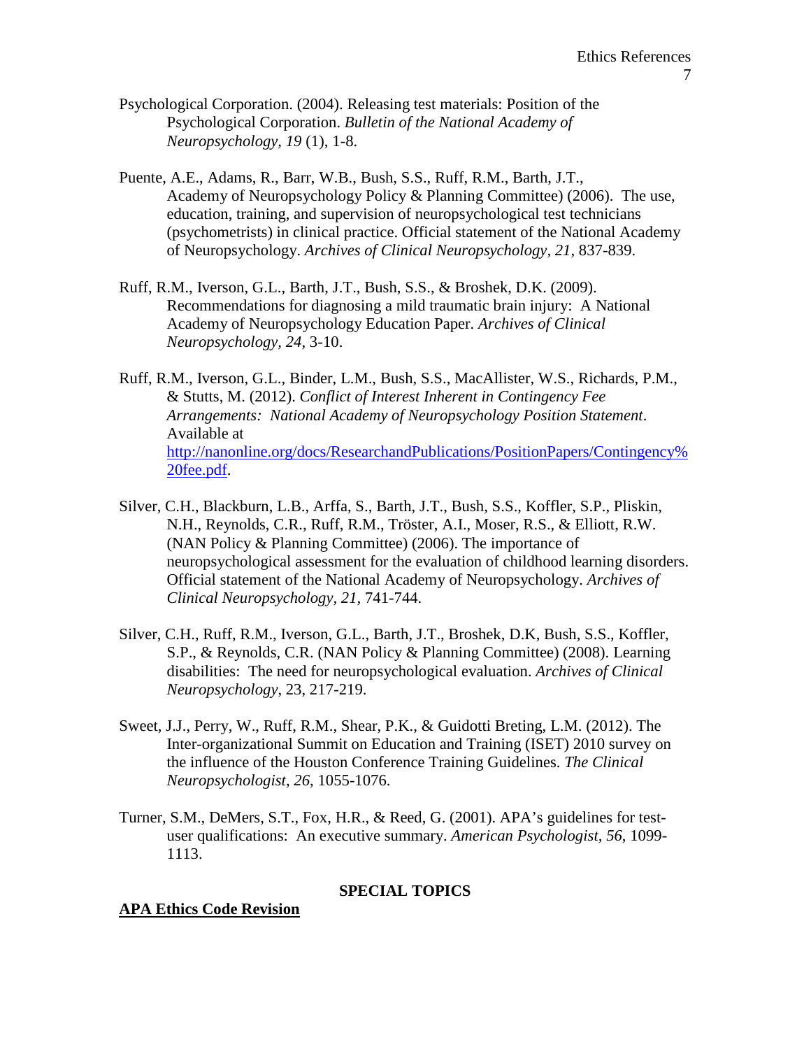Psychological Corporation. (2004). Releasing test materials: Position of the Psychological Corporation. *Bulletin of the National Academy of Neuropsychology, 19* (1), 1-8.

Puente, A.E., Adams, R., Barr, W.B., Bush, S.S., Ruff, R.M., Barth, J.T., Academy of Neuropsychology Policy & Planning Committee) (2006). The use, education, training, and supervision of neuropsychological test technicians (psychometrists) in clinical practice. Official statement of the National Academy of Neuropsychology. *Archives of Clinical Neuropsychology, 21,* 837-839.

Ruff, R.M., Iverson, G.L., Barth, J.T., Bush, S.S., & Broshek, D.K. (2009). Recommendations for diagnosing a mild traumatic brain injury: A National Academy of Neuropsychology Education Paper. *Archives of Clinical Neuropsychology, 24,* 3-10.

Ruff, R.M., Iverson, G.L., Binder, L.M., Bush, S.S., MacAllister, W.S., Richards, P.M., & Stutts, M. (2012). *Conflict of Interest Inherent in Contingency Fee Arrangements: National Academy of Neuropsychology Position Statement*. Available at [http://nanonline.org/docs/ResearchandPublications/PositionPapers/Contingency%20fee.pdf](http://nanonline.org/docs/ResearchandPublications/PositionPapers/Contingency%20fee.pdf).

Silver, C.H., Blackburn, L.B., Arffa, S., Barth, J.T., Bush, S.S., Koffler, S.P., Pliskin, N.H., Reynolds, C.R., Ruff, R.M., Tröster, A.I., Moser, R.S., & Elliott, R.W. (NAN Policy & Planning Committee) (2006). The importance of neuropsychological assessment for the evaluation of childhood learning disorders. Official statement of the National Academy of Neuropsychology. *Archives of Clinical Neuropsychology, 21,* 741-744.

Silver, C.H., Ruff, R.M., Iverson, G.L., Barth, J.T., Broshek, D.K, Bush, S.S., Koffler, S.P., & Reynolds, C.R. (NAN Policy & Planning Committee) (2008). Learning disabilities: The need for neuropsychological evaluation. *Archives of Clinical Neuropsychology*, 23, 217-219.

Sweet, J.J., Perry, W., Ruff, R.M., Shear, P.K., & Guidotti Breting, L.M. (2012). The Inter-organizational Summit on Education and Training (ISET) 2010 survey on the influence of the Houston Conference Training Guidelines. *The Clinical Neuropsychologist, 26,* 1055-1076.

Turner, S.M., DeMers, S.T., Fox, H.R., & Reed, G. (2001). APA's guidelines for test-user qualifications: An executive summary. *American Psychologist, 56*, 1099-1113.

## SPECIAL TOPICS

### APA Ethics Code Revision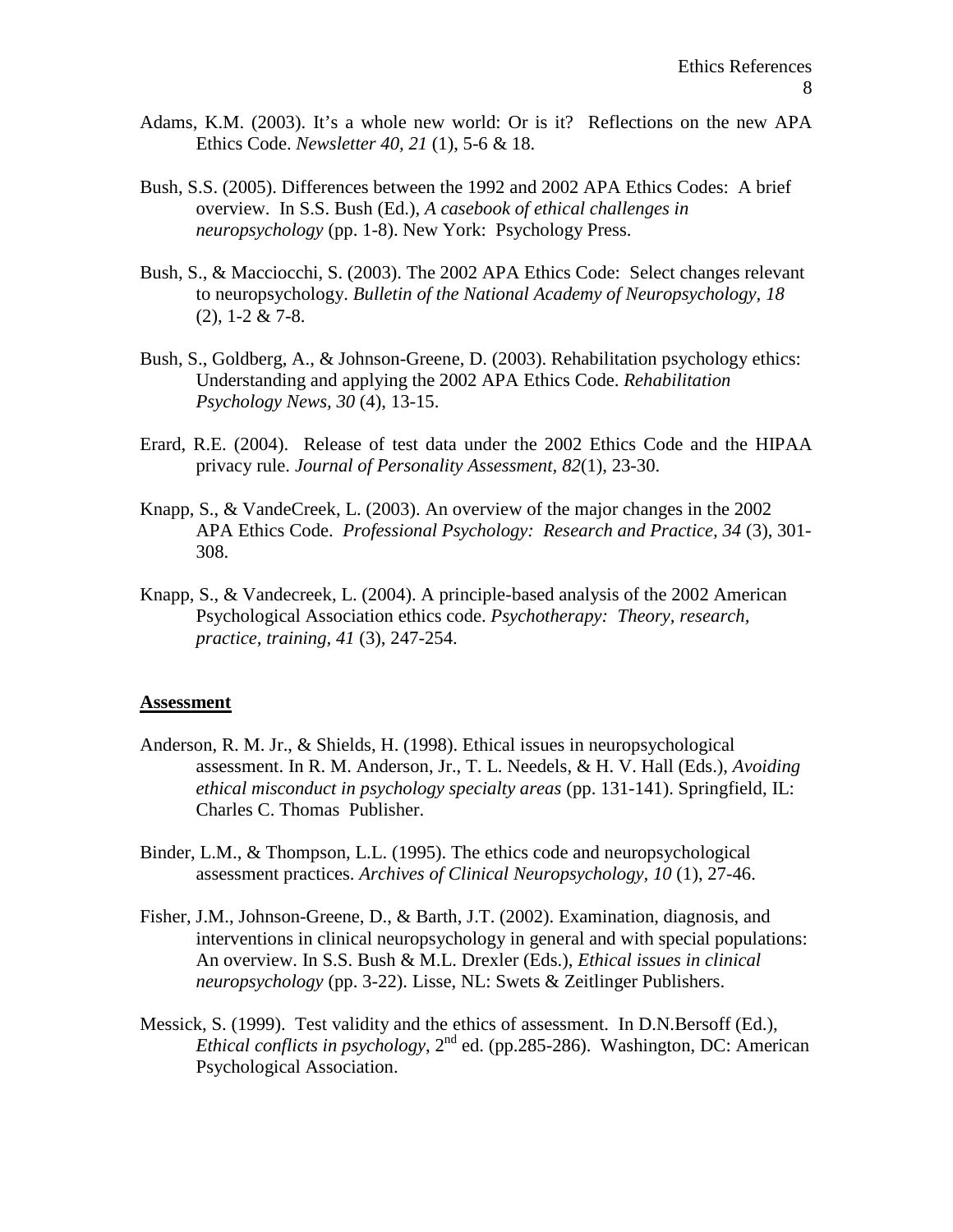Adams, K.M. (2003). It's a whole new world: Or is it? Reflections on the new APA Ethics Code. *Newsletter 40, 21* (1), 5-6 & 18.

Bush, S.S. (2005). Differences between the 1992 and 2002 APA Ethics Codes: A brief overview. In S.S. Bush (Ed.), *A casebook of ethical challenges in neuropsychology* (pp. 1-8). New York: Psychology Press.

Bush, S., & Macciocchi, S. (2003). The 2002 APA Ethics Code: Select changes relevant to neuropsychology. *Bulletin of the National Academy of Neuropsychology, 18* (2), 1-2 & 7-8.

Bush, S., Goldberg, A., & Johnson-Greene, D. (2003). Rehabilitation psychology ethics: Understanding and applying the 2002 APA Ethics Code. *Rehabilitation Psychology News, 30* (4), 13-15.

Erard, R.E. (2004). Release of test data under the 2002 Ethics Code and the HIPAA privacy rule. *Journal of Personality Assessment, 82*(1), 23-30.

Knapp, S., & VandeCreek, L. (2003). An overview of the major changes in the 2002 APA Ethics Code. *Professional Psychology: Research and Practice, 34* (3), 301-308.

Knapp, S., & Vandecreek, L. (2004). A principle-based analysis of the 2002 American Psychological Association ethics code. *Psychotherapy: Theory, research, practice, training, 41* (3), 247-254.

## Assessment

Anderson, R. M. Jr., & Shields, H. (1998). Ethical issues in neuropsychological assessment. In R. M. Anderson, Jr., T. L. Needels, & H. V. Hall (Eds.), *Avoiding ethical misconduct in psychology specialty areas* (pp. 131-141). Springfield, IL: Charles C. Thomas Publisher.

Binder, L.M., & Thompson, L.L. (1995). The ethics code and neuropsychological assessment practices. *Archives of Clinical Neuropsychology, 10* (1), 27-46.

Fisher, J.M., Johnson-Greene, D., & Barth, J.T. (2002). Examination, diagnosis, and interventions in clinical neuropsychology in general and with special populations: An overview. In S.S. Bush & M.L. Drexler (Eds.), *Ethical issues in clinical neuropsychology* (pp. 3-22). Lisse, NL: Swets & Zeitlinger Publishers.

Messick, S. (1999). Test validity and the ethics of assessment. In D.N.Bersoff (Ed.), *Ethical conflicts in psychology*, 2nd ed. (pp.285-286). Washington, DC: American Psychological Association.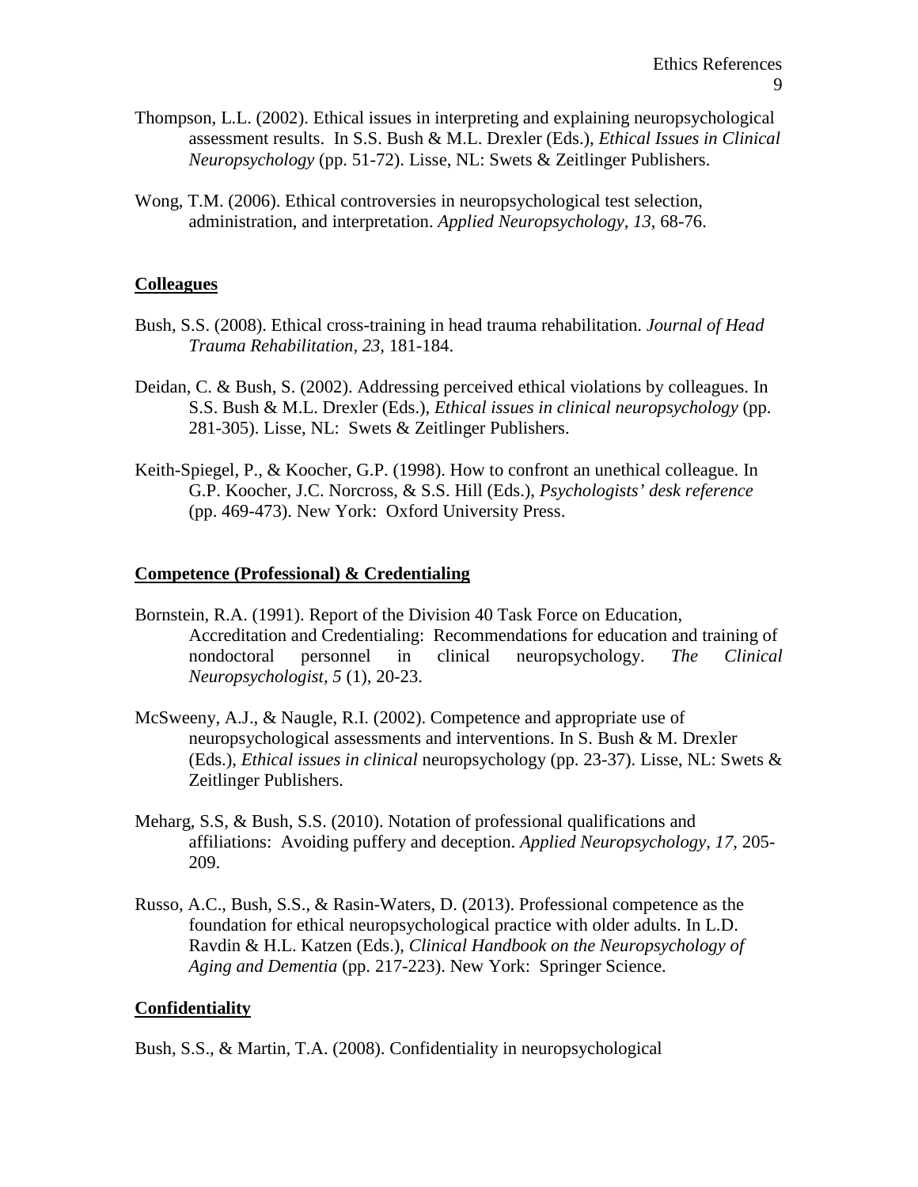Thompson, L.L. (2002). Ethical issues in interpreting and explaining neuropsychological assessment results. In S.S. Bush & M.L. Drexler (Eds.), *Ethical Issues in Clinical Neuropsychology* (pp. 51-72). Lisse, NL: Swets & Zeitlinger Publishers.

Wong, T.M. (2006). Ethical controversies in neuropsychological test selection, administration, and interpretation. *Applied Neuropsychology, 13*, 68-76.

**Colleagues**

Bush, S.S. (2008). Ethical cross-training in head trauma rehabilitation. *Journal of Head Trauma Rehabilitation, 23*, 181-184.

Deidan, C. & Bush, S. (2002). Addressing perceived ethical violations by colleagues. In S.S. Bush & M.L. Drexler (Eds.), *Ethical issues in clinical neuropsychology* (pp. 281-305). Lisse, NL: Swets & Zeitlinger Publishers.

Keith-Spiegel, P., & Koocher, G.P. (1998). How to confront an unethical colleague. In G.P. Koocher, J.C. Norcross, & S.S. Hill (Eds.), *Psychologists' desk reference* (pp. 469-473). New York: Oxford University Press.

**Competence (Professional) & Credentialing**

Bornstein, R.A. (1991). Report of the Division 40 Task Force on Education, Accreditation and Credentialing: Recommendations for education and training of nondoctoral personnel in clinical neuropsychology. *The Clinical Neuropsychologist, 5* (1), 20-23.

McSweeny, A.J., & Naugle, R.I. (2002). Competence and appropriate use of neuropsychological assessments and interventions. In S. Bush & M. Drexler (Eds.), *Ethical issues in clinical* neuropsychology (pp. 23-37). Lisse, NL: Swets & Zeitlinger Publishers.

Meharg, S.S, & Bush, S.S. (2010). Notation of professional qualifications and affiliations: Avoiding puffery and deception. *Applied Neuropsychology, 17*, 205-209.

Russo, A.C., Bush, S.S., & Rasin-Waters, D. (2013). Professional competence as the foundation for ethical neuropsychological practice with older adults. In L.D. Ravdin & H.L. Katzen (Eds.), *Clinical Handbook on the Neuropsychology of Aging and Dementia* (pp. 217-223). New York: Springer Science.

**Confidentiality**

Bush, S.S., & Martin, T.A. (2008). Confidentiality in neuropsychological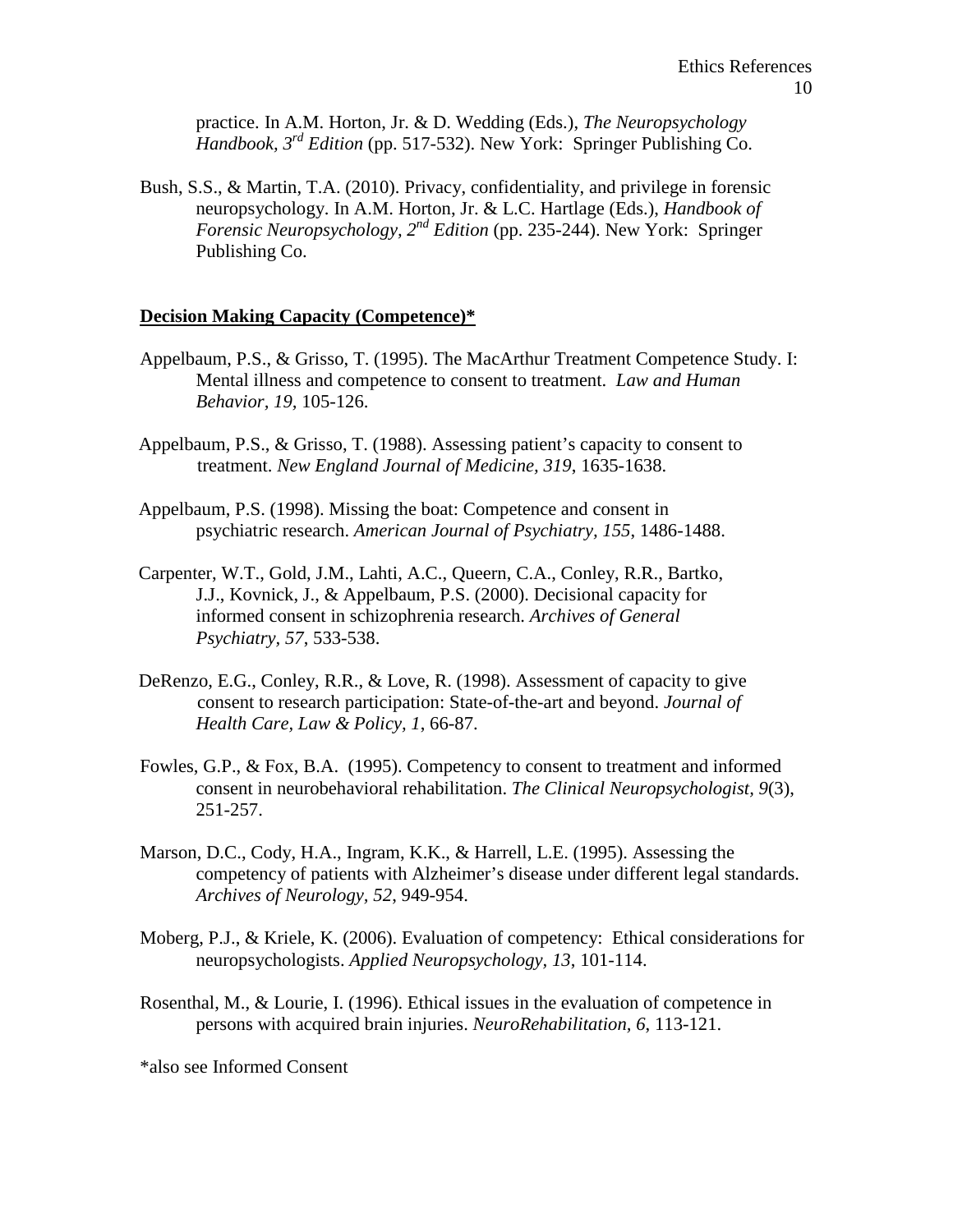practice. In A.M. Horton, Jr. & D. Wedding (Eds.), *The Neuropsychology Handbook, 3rd Edition* (pp. 517-532). New York: Springer Publishing Co.

Bush, S.S., & Martin, T.A. (2010). Privacy, confidentiality, and privilege in forensic neuropsychology. In A.M. Horton, Jr. & L.C. Hartlage (Eds.), *Handbook of Forensic Neuropsychology, 2nd Edition* (pp. 235-244). New York: Springer Publishing Co.

## **Decision Making Capacity (Competence)***

Appelbaum, P.S., & Grisso, T. (1995). The MacArthur Treatment Competence Study. I: Mental illness and competence to consent to treatment. *Law and Human Behavior, 19*, 105-126.

Appelbaum, P.S., & Grisso, T. (1988). Assessing patient's capacity to consent to treatment. *New England Journal of Medicine, 319*, 1635-1638.

Appelbaum, P.S. (1998). Missing the boat: Competence and consent in psychiatric research. *American Journal of Psychiatry, 155*, 1486-1488.

Carpenter, W.T., Gold, J.M., Lahti, A.C., Queern, C.A., Conley, R.R., Bartko, J.J., Kovnick, J., & Appelbaum, P.S. (2000). Decisional capacity for informed consent in schizophrenia research. *Archives of General Psychiatry, 57*, 533-538.

DeRenzo, E.G., Conley, R.R., & Love, R. (1998). Assessment of capacity to give consent to research participation: State-of-the-art and beyond. *Journal of Health Care, Law & Policy, 1*, 66-87.

Fowles, G.P., & Fox, B.A. (1995). Competency to consent to treatment and informed consent in neurobehavioral rehabilitation. *The Clinical Neuropsychologist, 9*(3), 251-257.

Marson, D.C., Cody, H.A., Ingram, K.K., & Harrell, L.E. (1995). Assessing the competency of patients with Alzheimer's disease under different legal standards. *Archives of Neurology, 52*, 949-954.

Moberg, P.J., & Kriele, K. (2006). Evaluation of competency: Ethical considerations for neuropsychologists. *Applied Neuropsychology, 13*, 101-114.

Rosenthal, M., & Lourie, I. (1996). Ethical issues in the evaluation of competence in persons with acquired brain injuries. *NeuroRehabilitation, 6*, 113-121.

*also see Informed Consent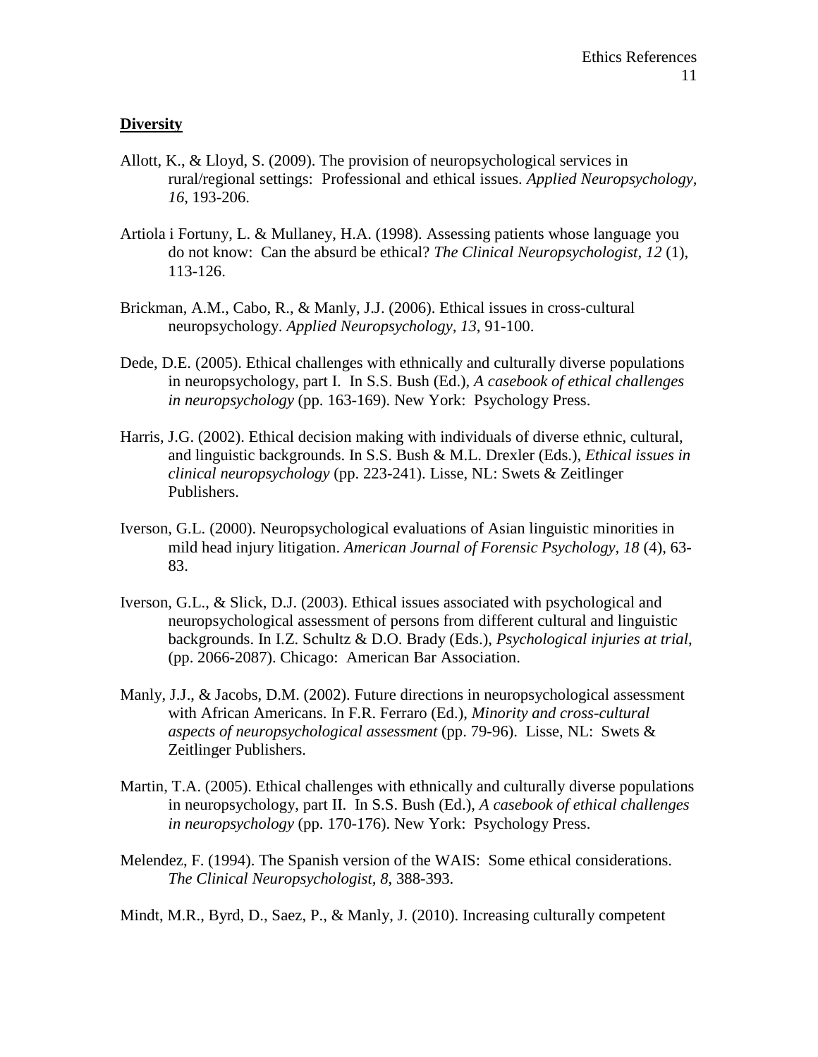**Diversity**

Allott, K., & Lloyd, S. (2009). The provision of neuropsychological services in rural/regional settings: Professional and ethical issues. *Applied Neuropsychology*, *16*, 193-206.

Artiola i Fortuny, L. & Mullaney, H.A. (1998). Assessing patients whose language you do not know: Can the absurd be ethical? *The Clinical Neuropsychologist, 12* (1), 113-126.

Brickman, A.M., Cabo, R., & Manly, J.J. (2006). Ethical issues in cross-cultural neuropsychology. *Applied Neuropsychology, 13*, 91-100.

Dede, D.E. (2005). Ethical challenges with ethnically and culturally diverse populations in neuropsychology, part I. In S.S. Bush (Ed.), *A casebook of ethical challenges in neuropsychology* (pp. 163-169). New York: Psychology Press.

Harris, J.G. (2002). Ethical decision making with individuals of diverse ethnic, cultural, and linguistic backgrounds. In S.S. Bush & M.L. Drexler (Eds.), *Ethical issues in clinical neuropsychology* (pp. 223-241). Lisse, NL: Swets & Zeitlinger Publishers.

Iverson, G.L. (2000). Neuropsychological evaluations of Asian linguistic minorities in mild head injury litigation. *American Journal of Forensic Psychology, 18* (4), 63-83.

Iverson, G.L., & Slick, D.J. (2003). Ethical issues associated with psychological and neuropsychological assessment of persons from different cultural and linguistic backgrounds. In I.Z. Schultz & D.O. Brady (Eds.), *Psychological injuries at trial*, (pp. 2066-2087). Chicago: American Bar Association.

Manly, J.J., & Jacobs, D.M. (2002). Future directions in neuropsychological assessment with African Americans. In F.R. Ferraro (Ed.), *Minority and cross-cultural aspects of neuropsychological assessment* (pp. 79-96). Lisse, NL: Swets & Zeitlinger Publishers.

Martin, T.A. (2005). Ethical challenges with ethnically and culturally diverse populations in neuropsychology, part II. In S.S. Bush (Ed.), *A casebook of ethical challenges in neuropsychology* (pp. 170-176). New York: Psychology Press.

Melendez, F. (1994). The Spanish version of the WAIS: Some ethical considerations. *The Clinical Neuropsychologist, 8*, 388-393.

Mindt, M.R., Byrd, D., Saez, P., & Manly, J. (2010). Increasing culturally competent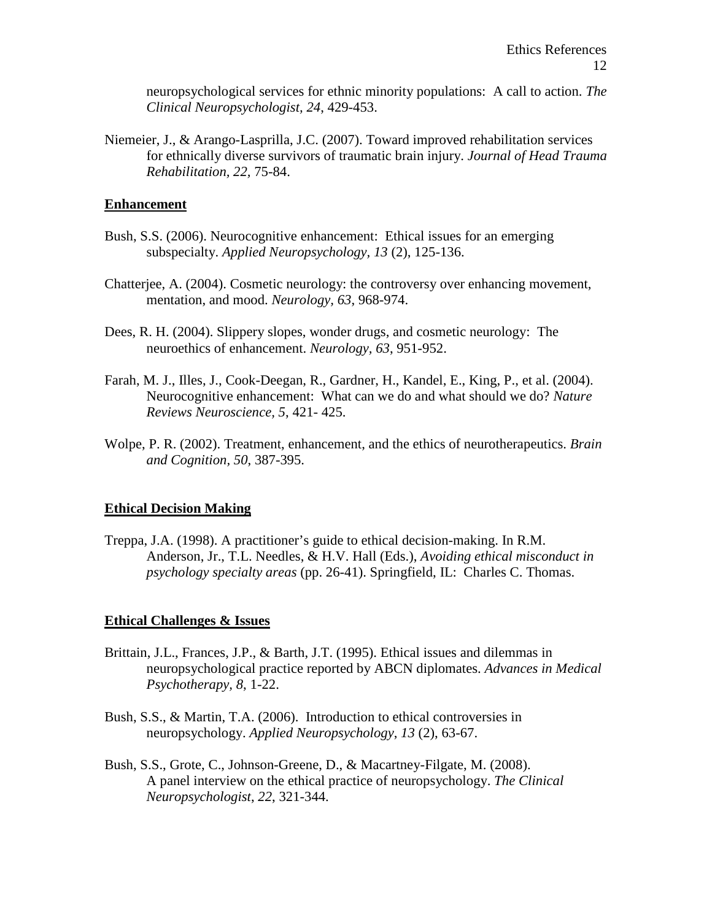neuropsychological services for ethnic minority populations: A call to action. *The Clinical Neuropsychologist, 24,* 429-453.

Niemeier, J., & Arango-Lasprilla, J.C. (2007). Toward improved rehabilitation services for ethnically diverse survivors of traumatic brain injury. *Journal of Head Trauma Rehabilitation, 22,* 75-84.

## Enhancement

Bush, S.S. (2006). Neurocognitive enhancement: Ethical issues for an emerging subspecialty. *Applied Neuropsychology, 13* (2), 125-136.

Chatterjee, A. (2004). Cosmetic neurology: the controversy over enhancing movement, mentation, and mood. *Neurology, 63,* 968-974.

Dees, R. H. (2004). Slippery slopes, wonder drugs, and cosmetic neurology: The neuroethics of enhancement. *Neurology, 63,* 951-952.

Farah, M. J., Illes, J., Cook-Deegan, R., Gardner, H., Kandel, E., King, P., et al. (2004). Neurocognitive enhancement: What can we do and what should we do? *Nature Reviews Neuroscience, 5,* 421- 425.

Wolpe, P. R. (2002). Treatment, enhancement, and the ethics of neurotherapeutics. *Brain and Cognition, 50,* 387-395.

## Ethical Decision Making

Treppa, J.A. (1998). A practitioner's guide to ethical decision-making. In R.M. Anderson, Jr., T.L. Needles, & H.V. Hall (Eds.), *Avoiding ethical misconduct in psychology specialty areas* (pp. 26-41). Springfield, IL: Charles C. Thomas.

## Ethical Challenges & Issues

Brittain, J.L., Frances, J.P., & Barth, J.T. (1995). Ethical issues and dilemmas in neuropsychological practice reported by ABCN diplomates. *Advances in Medical Psychotherapy, 8,* 1-22.

Bush, S.S., & Martin, T.A. (2006). Introduction to ethical controversies in neuropsychology. *Applied Neuropsychology, 13* (2), 63-67.

Bush, S.S., Grote, C., Johnson-Greene, D., & Macartney-Filgate, M. (2008). A panel interview on the ethical practice of neuropsychology. *The Clinical Neuropsychologist, 22,* 321-344.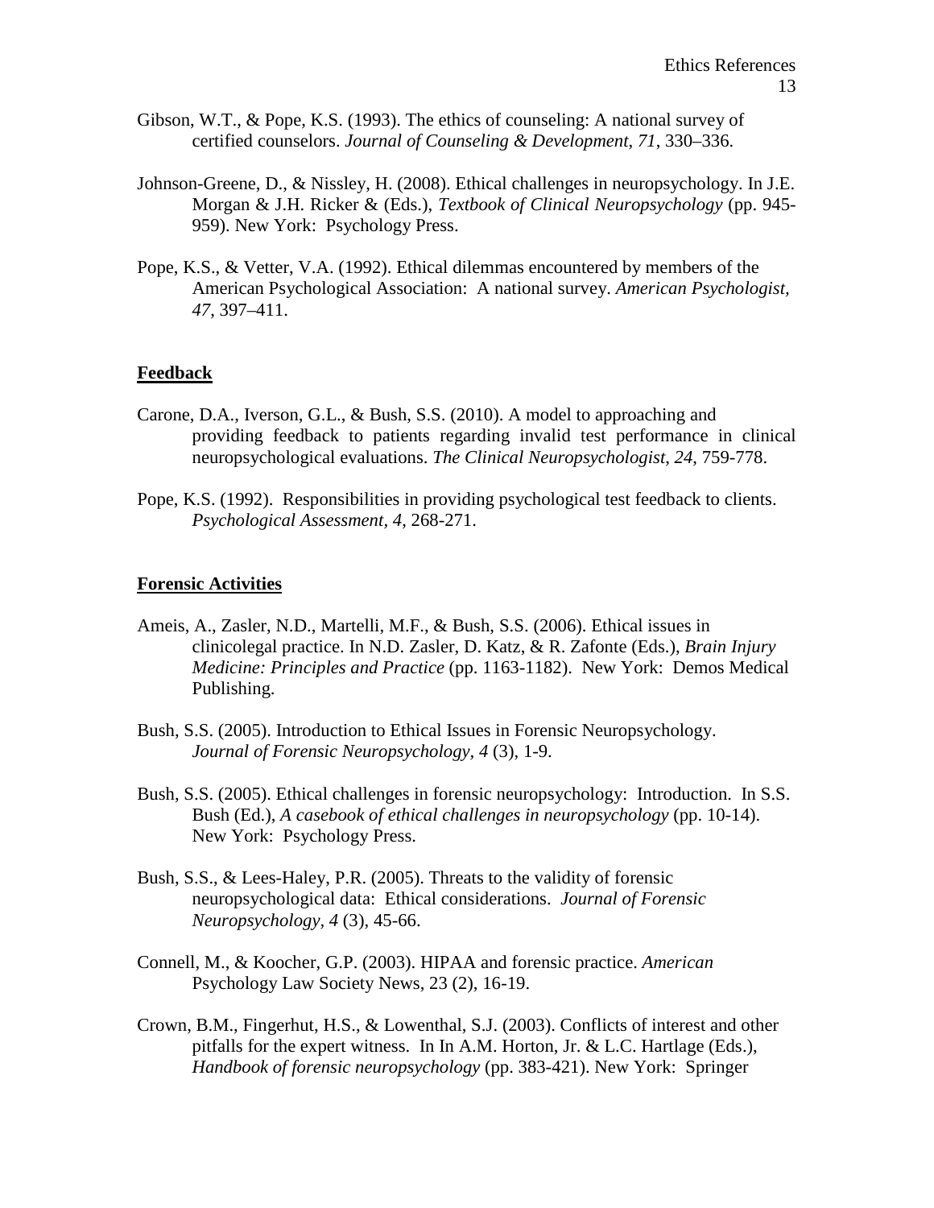Gibson, W.T., & Pope, K.S. (1993). The ethics of counseling: A national survey of certified counselors. *Journal of Counseling & Development, 71*, 330–336.

Johnson-Greene, D., & Nissley, H. (2008). Ethical challenges in neuropsychology. In J.E. Morgan & J.H. Ricker & (Eds.), *Textbook of Clinical Neuropsychology* (pp. 945-959). New York: Psychology Press.

Pope, K.S., & Vetter, V.A. (1992). Ethical dilemmas encountered by members of the American Psychological Association: A national survey. *American Psychologist, 47*, 397–411.

**Feedback**

Carone, D.A., Iverson, G.L., & Bush, S.S. (2010). A model to approaching and providing feedback to patients regarding invalid test performance in clinical neuropsychological evaluations. *The Clinical Neuropsychologist, 24*, 759-778.

Pope, K.S. (1992). Responsibilities in providing psychological test feedback to clients. *Psychological Assessment, 4*, 268-271.

**Forensic Activities**

Ameis, A., Zasler, N.D., Martelli, M.F., & Bush, S.S. (2006). Ethical issues in clinicolegal practice. In N.D. Zasler, D. Katz, & R. Zafonte (Eds.), *Brain Injury Medicine: Principles and Practice* (pp. 1163-1182). New York: Demos Medical Publishing.

Bush, S.S. (2005). Introduction to Ethical Issues in Forensic Neuropsychology. *Journal of Forensic Neuropsychology, 4* (3), 1-9.

Bush, S.S. (2005). Ethical challenges in forensic neuropsychology: Introduction. In S.S. Bush (Ed.), *A casebook of ethical challenges in neuropsychology* (pp. 10-14). New York: Psychology Press.

Bush, S.S., & Lees-Haley, P.R. (2005). Threats to the validity of forensic neuropsychological data: Ethical considerations. *Journal of Forensic Neuropsychology, 4* (3), 45-66.

Connell, M., & Koocher, G.P. (2003). HIPAA and forensic practice. *American* Psychology Law Society News, 23 (2), 16-19.

Crown, B.M., Fingerhut, H.S., & Lowenthal, S.J. (2003). Conflicts of interest and other pitfalls for the expert witness. In In A.M. Horton, Jr. & L.C. Hartlage (Eds.), *Handbook of forensic neuropsychology* (pp. 383-421). New York: Springer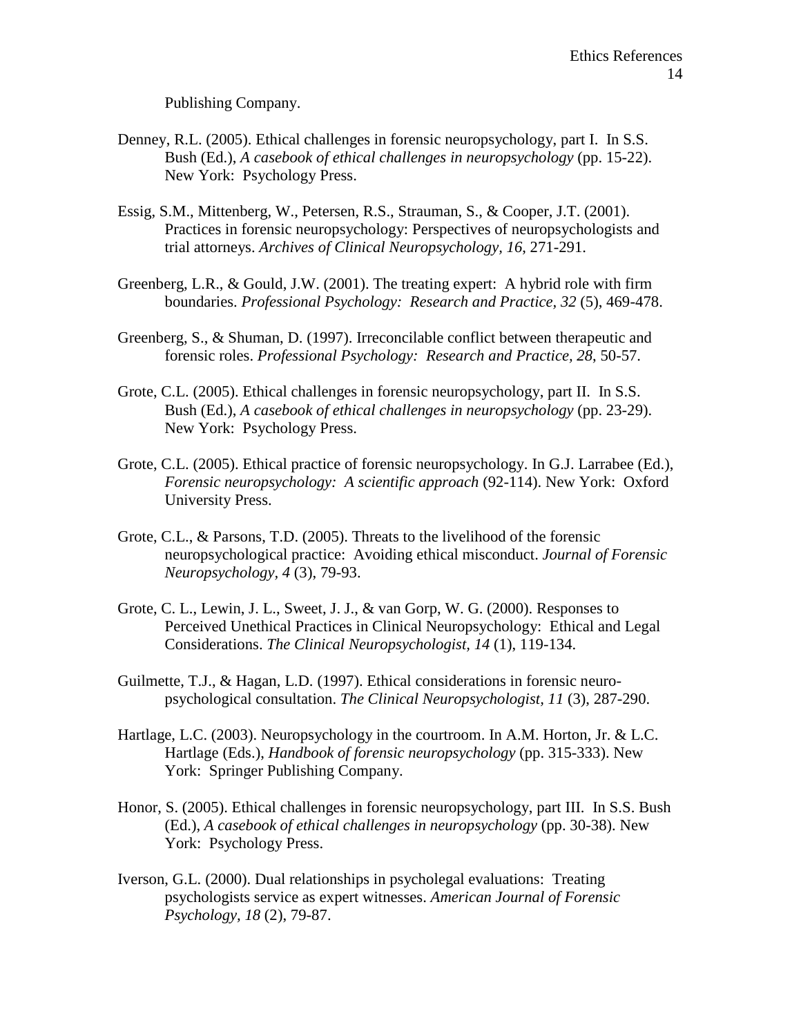Publishing Company.

Denney, R.L. (2005). Ethical challenges in forensic neuropsychology, part I. In S.S. Bush (Ed.), *A casebook of ethical challenges in neuropsychology* (pp. 15-22). New York: Psychology Press.

Essig, S.M., Mittenberg, W., Petersen, R.S., Strauman, S., & Cooper, J.T. (2001). Practices in forensic neuropsychology: Perspectives of neuropsychologists and trial attorneys. *Archives of Clinical Neuropsychology, 16*, 271-291.

Greenberg, L.R., & Gould, J.W. (2001). The treating expert: A hybrid role with firm boundaries. *Professional Psychology: Research and Practice, 32* (5), 469-478.

Greenberg, S., & Shuman, D. (1997). Irreconcilable conflict between therapeutic and forensic roles. *Professional Psychology: Research and Practice, 28*, 50-57.

Grote, C.L. (2005). Ethical challenges in forensic neuropsychology, part II. In S.S. Bush (Ed.), *A casebook of ethical challenges in neuropsychology* (pp. 23-29). New York: Psychology Press.

Grote, C.L. (2005). Ethical practice of forensic neuropsychology. In G.J. Larrabee (Ed.), *Forensic neuropsychology: A scientific approach* (92-114). New York: Oxford University Press.

Grote, C.L., & Parsons, T.D. (2005). Threats to the livelihood of the forensic neuropsychological practice: Avoiding ethical misconduct. *Journal of Forensic Neuropsychology, 4* (3), 79-93.

Grote, C. L., Lewin, J. L., Sweet, J. J., & van Gorp, W. G. (2000). Responses to Perceived Unethical Practices in Clinical Neuropsychology: Ethical and Legal Considerations. *The Clinical Neuropsychologist, 14* (1), 119-134.

Guilmette, T.J., & Hagan, L.D. (1997). Ethical considerations in forensic neuro-psychological consultation. *The Clinical Neuropsychologist, 11* (3), 287-290.

Hartlage, L.C. (2003). Neuropsychology in the courtroom. In A.M. Horton, Jr. & L.C. Hartlage (Eds.), *Handbook of forensic neuropsychology* (pp. 315-333). New York: Springer Publishing Company.

Honor, S. (2005). Ethical challenges in forensic neuropsychology, part III. In S.S. Bush (Ed.), *A casebook of ethical challenges in neuropsychology* (pp. 30-38). New York: Psychology Press.

Iverson, G.L. (2000). Dual relationships in psycholegal evaluations: Treating psychologists service as expert witnesses. *American Journal of Forensic Psychology, 18* (2), 79-87.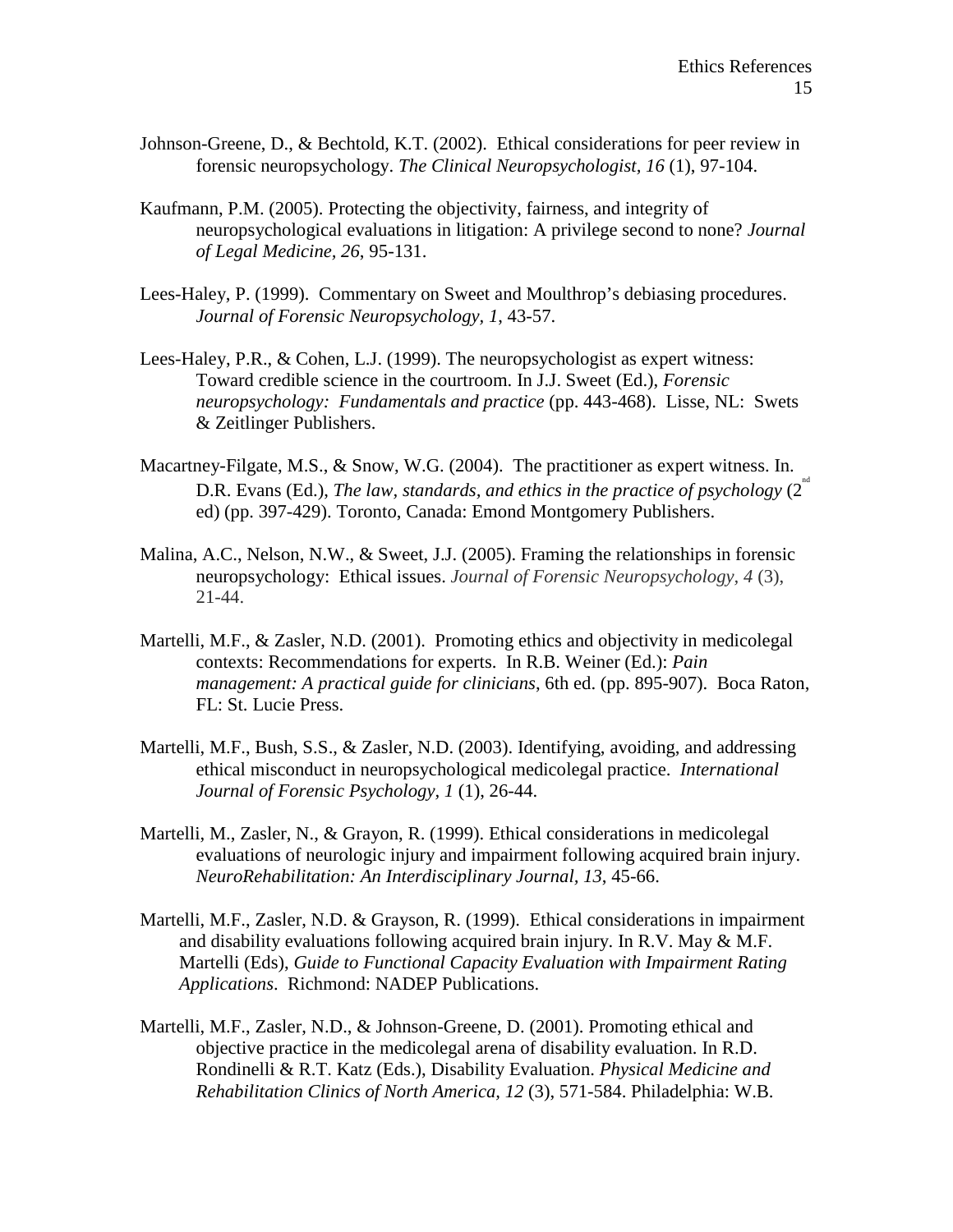Johnson-Greene, D., & Bechtold, K.T. (2002). Ethical considerations for peer review in forensic neuropsychology. *The Clinical Neuropsychologist*, *16* (1), 97-104.

Kaufmann, P.M. (2005). Protecting the objectivity, fairness, and integrity of neuropsychological evaluations in litigation: A privilege second to none? *Journal of Legal Medicine*, *26*, 95-131.

Lees-Haley, P. (1999). Commentary on Sweet and Moulthrop's debiasing procedures. *Journal of Forensic Neuropsychology*, *1*, 43-57.

Lees-Haley, P.R., & Cohen, L.J. (1999). The neuropsychologist as expert witness: Toward credible science in the courtroom. In J.J. Sweet (Ed.), *Forensic neuropsychology: Fundamentals and practice* (pp. 443-468). Lisse, NL: Swets & Zeitlinger Publishers.

Macartney-Filgate, M.S., & Snow, W.G. (2004). The practitioner as expert witness. In. D.R. Evans (Ed.), *The law, standards, and ethics in the practice of psychology* (2nd ed) (pp. 397-429). Toronto, Canada: Emond Montgomery Publishers.

Malina, A.C., Nelson, N.W., & Sweet, J.J. (2005). Framing the relationships in forensic neuropsychology: Ethical issues. *Journal of Forensic Neuropsychology*, *4* (3), 21-44.

Martelli, M.F., & Zasler, N.D. (2001). Promoting ethics and objectivity in medicolegal contexts: Recommendations for experts. In R.B. Weiner (Ed.): *Pain management: A practical guide for clinicians*, 6th ed. (pp. 895-907). Boca Raton, FL: St. Lucie Press.

Martelli, M.F., Bush, S.S., & Zasler, N.D. (2003). Identifying, avoiding, and addressing ethical misconduct in neuropsychological medicolegal practice. *International Journal of Forensic Psychology*, *1* (1), 26-44.

Martelli, M., Zasler, N., & Grayon, R. (1999). Ethical considerations in medicolegal evaluations of neurologic injury and impairment following acquired brain injury. *NeuroRehabilitation: An Interdisciplinary Journal*, *13*, 45-66.

Martelli, M.F., Zasler, N.D. & Grayson, R. (1999). Ethical considerations in impairment and disability evaluations following acquired brain injury. In R.V. May & M.F. Martelli (Eds), *Guide to Functional Capacity Evaluation with Impairment Rating Applications*. Richmond: NADEP Publications.

Martelli, M.F., Zasler, N.D., & Johnson-Greene, D. (2001). Promoting ethical and objective practice in the medicolegal arena of disability evaluation. In R.D. Rondinelli & R.T. Katz (Eds.), Disability Evaluation. *Physical Medicine and Rehabilitation Clinics of North America, 12* (3), 571-584. Philadelphia: W.B.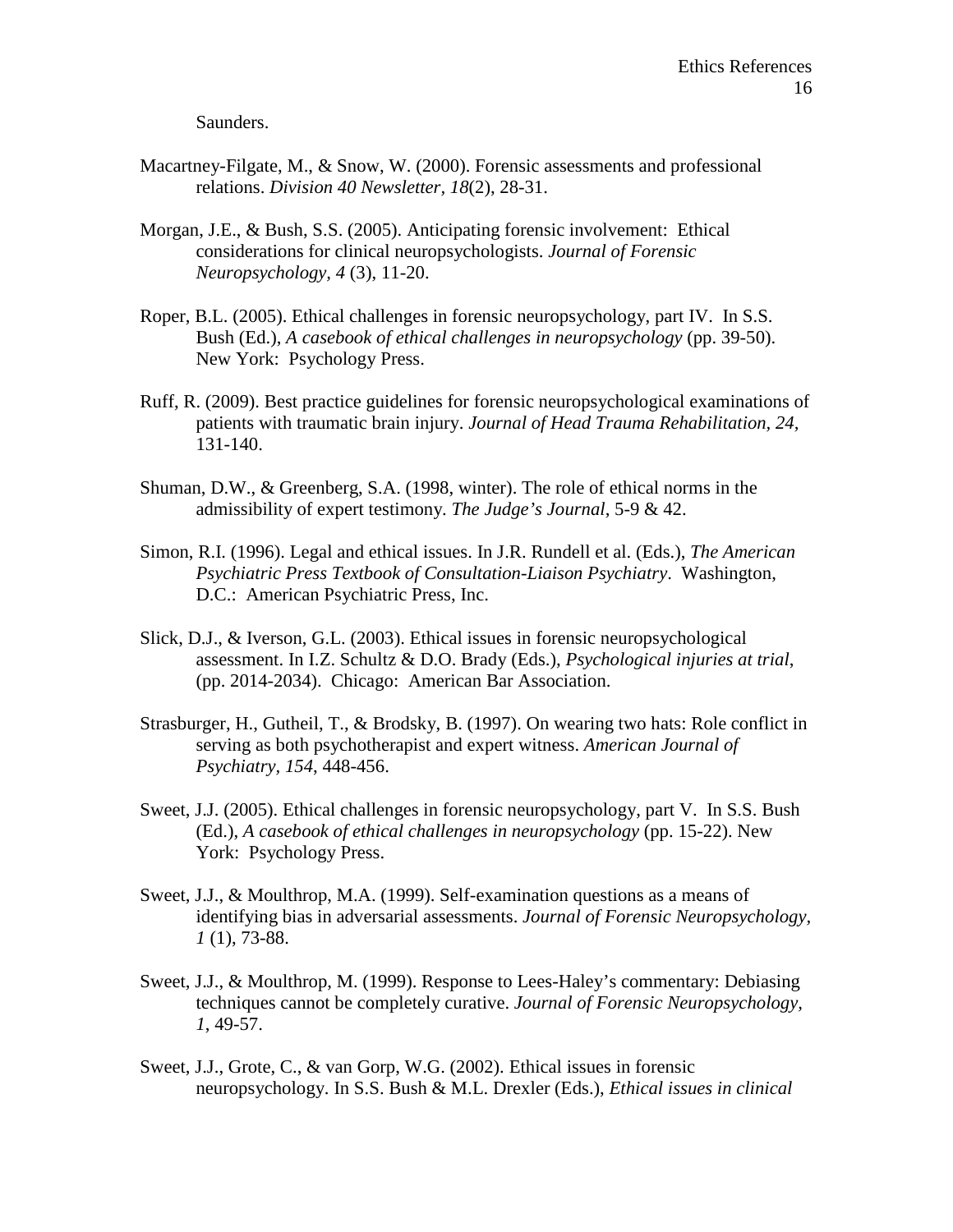Saunders.

Macartney-Filgate, M., & Snow, W. (2000). Forensic assessments and professional relations. *Division 40 Newsletter, 18*(2), 28-31.

Morgan, J.E., & Bush, S.S. (2005). Anticipating forensic involvement: Ethical considerations for clinical neuropsychologists. *Journal of Forensic Neuropsychology, 4* (3), 11-20.

Roper, B.L. (2005). Ethical challenges in forensic neuropsychology, part IV. In S.S. Bush (Ed.), *A casebook of ethical challenges in neuropsychology* (pp. 39-50). New York: Psychology Press.

Ruff, R. (2009). Best practice guidelines for forensic neuropsychological examinations of patients with traumatic brain injury. *Journal of Head Trauma Rehabilitation, 24,* 131-140.

Shuman, D.W., & Greenberg, S.A. (1998, winter). The role of ethical norms in the admissibility of expert testimony. *The Judge's Journal*, 5-9 & 42.

Simon, R.I. (1996). Legal and ethical issues. In J.R. Rundell et al. (Eds.), *The American Psychiatric Press Textbook of Consultation-Liaison Psychiatry*. Washington, D.C.: American Psychiatric Press, Inc.

Slick, D.J., & Iverson, G.L. (2003). Ethical issues in forensic neuropsychological assessment. In I.Z. Schultz & D.O. Brady (Eds.), *Psychological injuries at trial*, (pp. 2014-2034). Chicago: American Bar Association.

Strasburger, H., Gutheil, T., & Brodsky, B. (1997). On wearing two hats: Role conflict in serving as both psychotherapist and expert witness. *American Journal of Psychiatry, 154*, 448-456.

Sweet, J.J. (2005). Ethical challenges in forensic neuropsychology, part V. In S.S. Bush (Ed.), *A casebook of ethical challenges in neuropsychology* (pp. 15-22). New York: Psychology Press.

Sweet, J.J., & Moulthrop, M.A. (1999). Self-examination questions as a means of identifying bias in adversarial assessments. *Journal of Forensic Neuropsychology, 1* (1), 73-88.

Sweet, J.J., & Moulthrop, M. (1999). Response to Lees-Haley's commentary: Debiasing techniques cannot be completely curative. *Journal of Forensic Neuropsychology, 1*, 49-57.

Sweet, J.J., Grote, C., & van Gorp, W.G. (2002). Ethical issues in forensic neuropsychology. In S.S. Bush & M.L. Drexler (Eds.), *Ethical issues in clinical*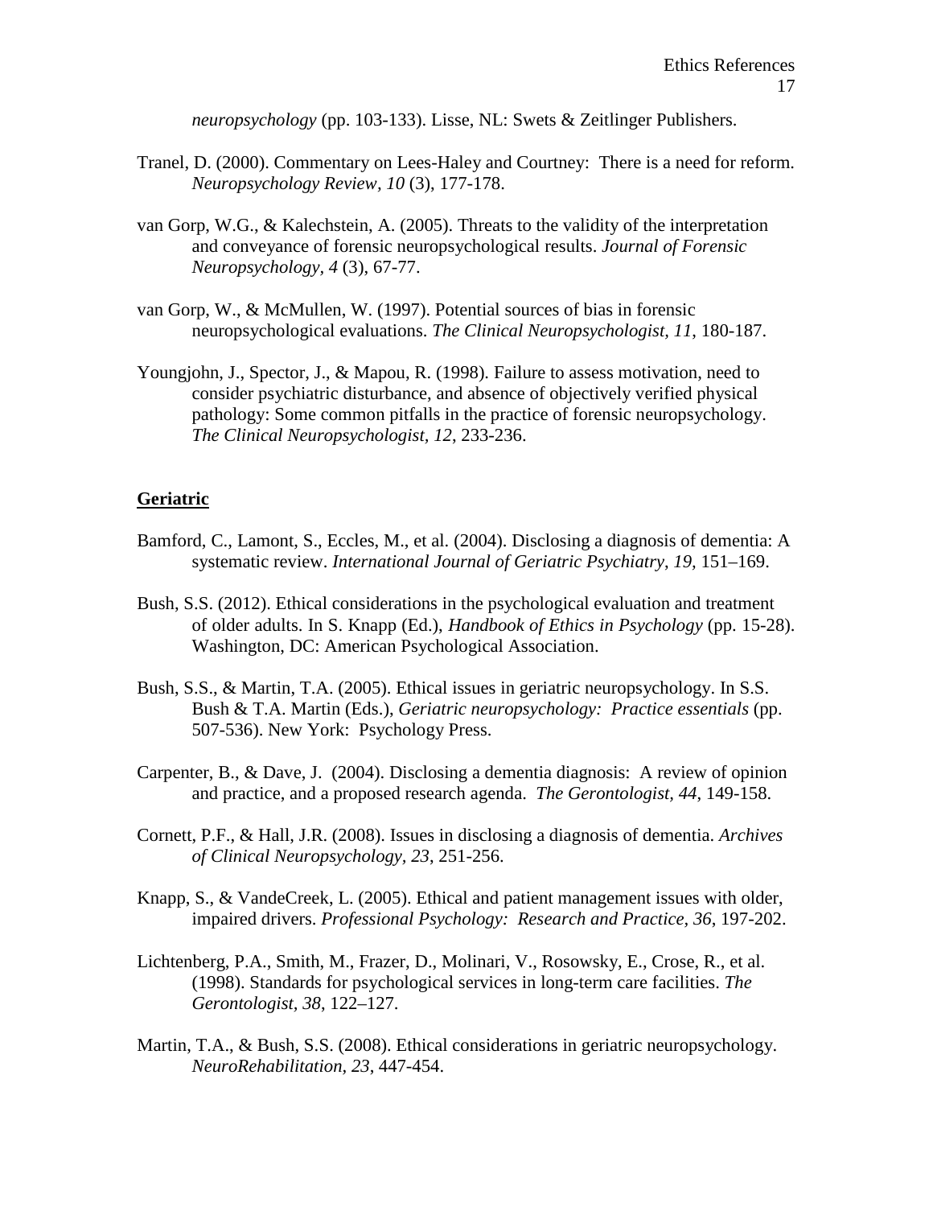*neuropsychology* (pp. 103-133). Lisse, NL: Swets & Zeitlinger Publishers.

Tranel, D. (2000). Commentary on Lees-Haley and Courtney: There is a need for reform. *Neuropsychology Review, 10* (3), 177-178.

van Gorp, W.G., & Kalechstein, A. (2005). Threats to the validity of the interpretation and conveyance of forensic neuropsychological results. *Journal of Forensic Neuropsychology, 4* (3), 67-77.

van Gorp, W., & McMullen, W. (1997). Potential sources of bias in forensic neuropsychological evaluations. *The Clinical Neuropsychologist, 11*, 180-187.

Youngjohn, J., Spector, J., & Mapou, R. (1998). Failure to assess motivation, need to consider psychiatric disturbance, and absence of objectively verified physical pathology: Some common pitfalls in the practice of forensic neuropsychology. *The Clinical Neuropsychologist, 12*, 233-236.

## Geriatric

Bamford, C., Lamont, S., Eccles, M., et al. (2004). Disclosing a diagnosis of dementia: A systematic review. *International Journal of Geriatric Psychiatry, 19,* 151–169.

Bush, S.S. (2012). Ethical considerations in the psychological evaluation and treatment of older adults. In S. Knapp (Ed.), *Handbook of Ethics in Psychology* (pp. 15-28). Washington, DC: American Psychological Association.

Bush, S.S., & Martin, T.A. (2005). Ethical issues in geriatric neuropsychology. In S.S. Bush & T.A. Martin (Eds.), *Geriatric neuropsychology: Practice essentials* (pp. 507-536). New York: Psychology Press.

Carpenter, B., & Dave, J. (2004). Disclosing a dementia diagnosis: A review of opinion and practice, and a proposed research agenda. *The Gerontologist, 44*, 149-158.

Cornett, P.F., & Hall, J.R. (2008). Issues in disclosing a diagnosis of dementia. *Archives of Clinical Neuropsychology, 23*, 251-256.

Knapp, S., & VandeCreek, L. (2005). Ethical and patient management issues with older, impaired drivers. *Professional Psychology: Research and Practice, 36*, 197-202.

Lichtenberg, P.A., Smith, M., Frazer, D., Molinari, V., Rosowsky, E., Crose, R., et al. (1998). Standards for psychological services in long-term care facilities. *The Gerontologist, 38*, 122–127.

Martin, T.A., & Bush, S.S. (2008). Ethical considerations in geriatric neuropsychology. *NeuroRehabilitation, 23*, 447-454.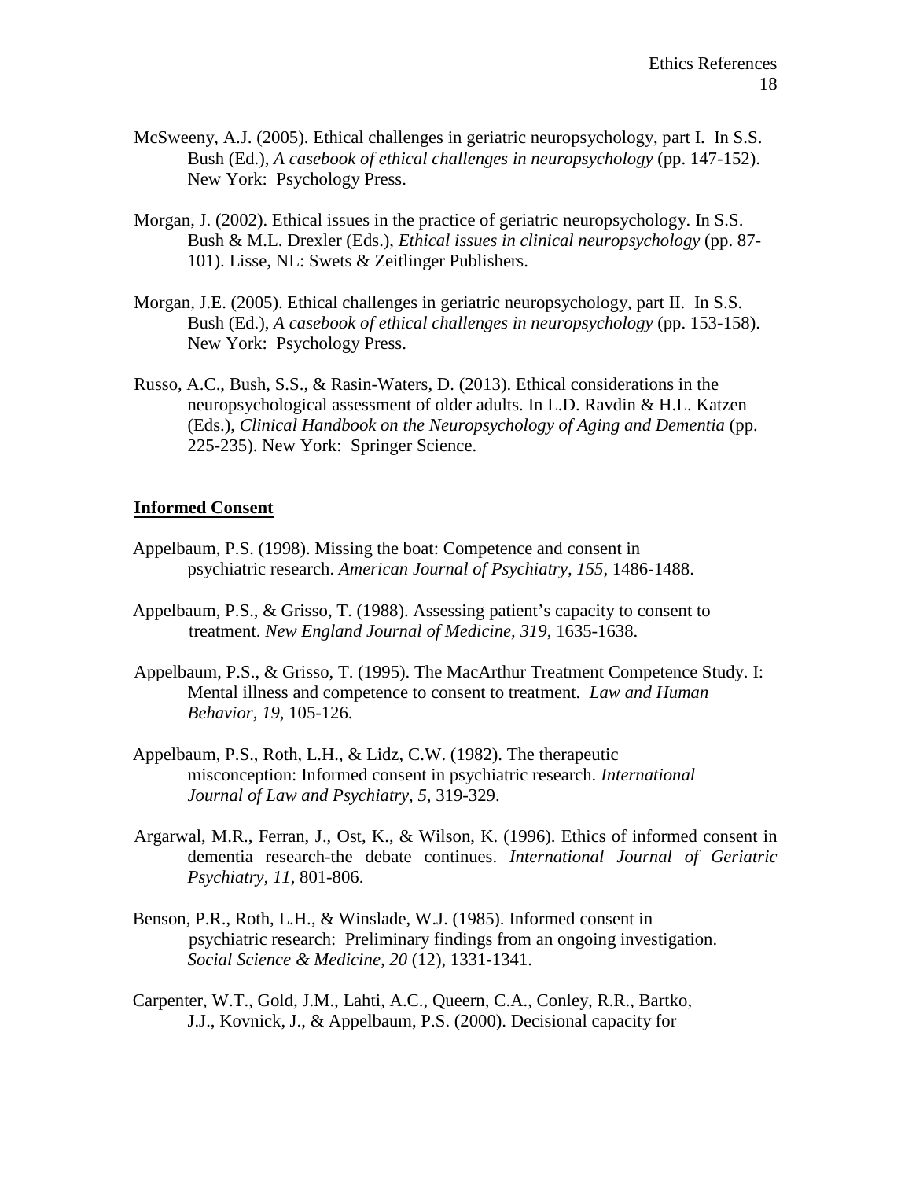McSweeny, A.J. (2005). Ethical challenges in geriatric neuropsychology, part I. In S.S. Bush (Ed.), *A casebook of ethical challenges in neuropsychology* (pp. 147-152). New York: Psychology Press.

Morgan, J. (2002). Ethical issues in the practice of geriatric neuropsychology. In S.S. Bush & M.L. Drexler (Eds.), *Ethical issues in clinical neuropsychology* (pp. 87-101). Lisse, NL: Swets & Zeitlinger Publishers.

Morgan, J.E. (2005). Ethical challenges in geriatric neuropsychology, part II. In S.S. Bush (Ed.), *A casebook of ethical challenges in neuropsychology* (pp. 153-158). New York: Psychology Press.

Russo, A.C., Bush, S.S., & Rasin-Waters, D. (2013). Ethical considerations in the neuropsychological assessment of older adults. In L.D. Ravdin & H.L. Katzen (Eds.), *Clinical Handbook on the Neuropsychology of Aging and Dementia* (pp. 225-235). New York: Springer Science.

## Informed Consent

Appelbaum, P.S. (1998). Missing the boat: Competence and consent in psychiatric research. *American Journal of Psychiatry, 155*, 1486-1488.

Appelbaum, P.S., & Grisso, T. (1988). Assessing patient's capacity to consent to treatment. *New England Journal of Medicine, 319*, 1635-1638.

Appelbaum, P.S., & Grisso, T. (1995). The MacArthur Treatment Competence Study. I: Mental illness and competence to consent to treatment. *Law and Human Behavior, 19*, 105-126.

Appelbaum, P.S., Roth, L.H., & Lidz, C.W. (1982). The therapeutic misconception: Informed consent in psychiatric research. *International Journal of Law and Psychiatry, 5*, 319-329.

Argarwal, M.R., Ferran, J., Ost, K., & Wilson, K. (1996). Ethics of informed consent in dementia research-the debate continues. *International Journal of Geriatric Psychiatry, 11*, 801-806.

Benson, P.R., Roth, L.H., & Winslade, W.J. (1985). Informed consent in psychiatric research: Preliminary findings from an ongoing investigation. *Social Science & Medicine, 20* (12), 1331-1341.

Carpenter, W.T., Gold, J.M., Lahti, A.C., Queern, C.A., Conley, R.R., Bartko, J.J., Kovnick, J., & Appelbaum, P.S. (2000). Decisional capacity for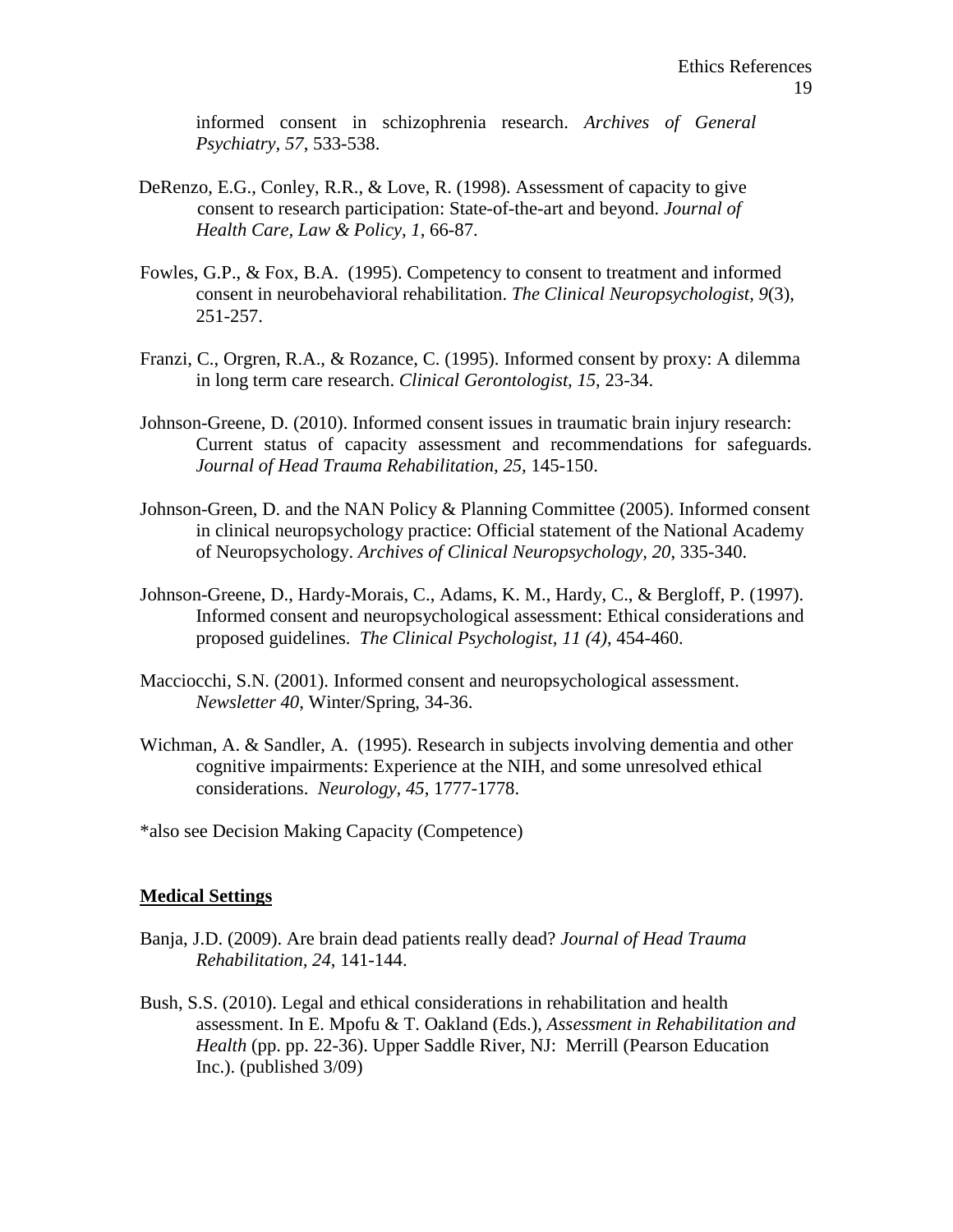informed consent in schizophrenia research. *Archives of General Psychiatry, 57*, 533-538.

DeRenzo, E.G., Conley, R.R., & Love, R. (1998). Assessment of capacity to give consent to research participation: State-of-the-art and beyond. *Journal of Health Care, Law & Policy, 1*, 66-87.

Fowles, G.P., & Fox, B.A. (1995). Competency to consent to treatment and informed consent in neurobehavioral rehabilitation. *The Clinical Neuropsychologist, 9*(3), 251-257.

Franzi, C., Orgren, R.A., & Rozance, C. (1995). Informed consent by proxy: A dilemma in long term care research. *Clinical Gerontologist, 15*, 23-34.

Johnson-Greene, D. (2010). Informed consent issues in traumatic brain injury research: Current status of capacity assessment and recommendations for safeguards. *Journal of Head Trauma Rehabilitation, 25,* 145-150.

Johnson-Green, D. and the NAN Policy & Planning Committee (2005). Informed consent in clinical neuropsychology practice: Official statement of the National Academy of Neuropsychology. *Archives of Clinical Neuropsychology, 20*, 335-340.

Johnson-Greene, D., Hardy-Morais, C., Adams, K. M., Hardy, C., & Bergloff, P. (1997). Informed consent and neuropsychological assessment: Ethical considerations and proposed guidelines. *The Clinical Psychologist, 11 (4)*, 454-460.

Macciocchi, S.N. (2001). Informed consent and neuropsychological assessment. *Newsletter 40*, Winter/Spring, 34-36.

Wichman, A. & Sandler, A. (1995). Research in subjects involving dementia and other cognitive impairments: Experience at the NIH, and some unresolved ethical considerations. *Neurology, 45*, 1777-1778.

*also see Decision Making Capacity (Competence)

## **Medical Settings**

Banja, J.D. (2009). Are brain dead patients really dead? *Journal of Head Trauma Rehabilitation, 24,* 141-144.

Bush, S.S. (2010). Legal and ethical considerations in rehabilitation and health assessment. In E. Mpofu & T. Oakland (Eds.), *Assessment in Rehabilitation and Health* (pp. pp. 22-36). Upper Saddle River, NJ: Merrill (Pearson Education Inc.). (published 3/09)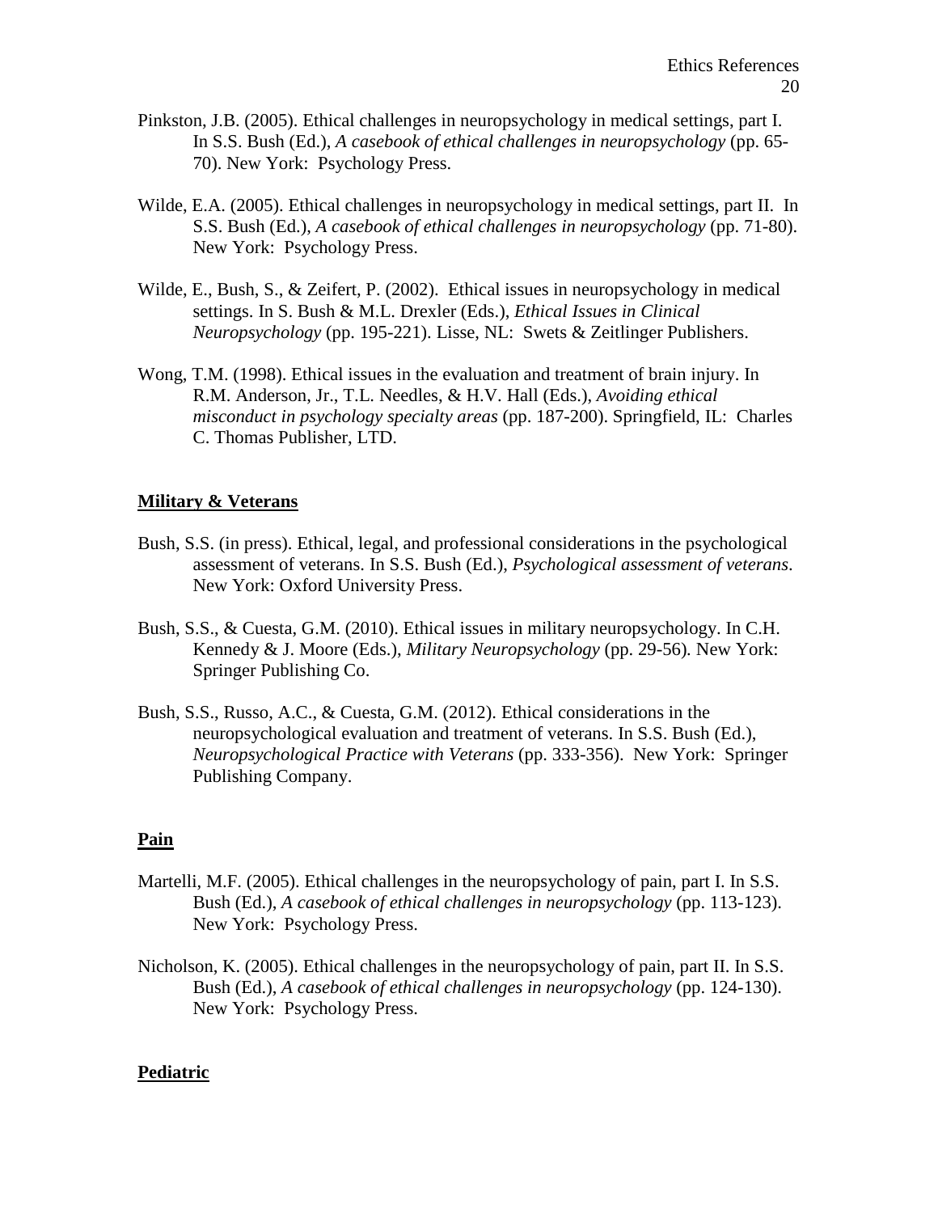Pinkston, J.B. (2005). Ethical challenges in neuropsychology in medical settings, part I. In S.S. Bush (Ed.), *A casebook of ethical challenges in neuropsychology* (pp. 65-70). New York: Psychology Press.

Wilde, E.A. (2005). Ethical challenges in neuropsychology in medical settings, part II. In S.S. Bush (Ed.), *A casebook of ethical challenges in neuropsychology* (pp. 71-80). New York: Psychology Press.

Wilde, E., Bush, S., & Zeifert, P. (2002). Ethical issues in neuropsychology in medical settings. In S. Bush & M.L. Drexler (Eds.), *Ethical Issues in Clinical Neuropsychology* (pp. 195-221). Lisse, NL: Swets & Zeitlinger Publishers.

Wong, T.M. (1998). Ethical issues in the evaluation and treatment of brain injury. In R.M. Anderson, Jr., T.L. Needles, & H.V. Hall (Eds.), *Avoiding ethical misconduct in psychology specialty areas* (pp. 187-200). Springfield, IL: Charles C. Thomas Publisher, LTD.

**Military & Veterans**

Bush, S.S. (in press). Ethical, legal, and professional considerations in the psychological assessment of veterans. In S.S. Bush (Ed.), *Psychological assessment of veterans*. New York: Oxford University Press.

Bush, S.S., & Cuesta, G.M. (2010). Ethical issues in military neuropsychology. In C.H. Kennedy & J. Moore (Eds.), *Military Neuropsychology* (pp. 29-56). New York: Springer Publishing Co.

Bush, S.S., Russo, A.C., & Cuesta, G.M. (2012). Ethical considerations in the neuropsychological evaluation and treatment of veterans. In S.S. Bush (Ed.), *Neuropsychological Practice with Veterans* (pp. 333-356). New York: Springer Publishing Company.

**Pain**

Martelli, M.F. (2005). Ethical challenges in the neuropsychology of pain, part I. In S.S. Bush (Ed.), *A casebook of ethical challenges in neuropsychology* (pp. 113-123). New York: Psychology Press.

Nicholson, K. (2005). Ethical challenges in the neuropsychology of pain, part II. In S.S. Bush (Ed.), *A casebook of ethical challenges in neuropsychology* (pp. 124-130). New York: Psychology Press.

**Pediatric**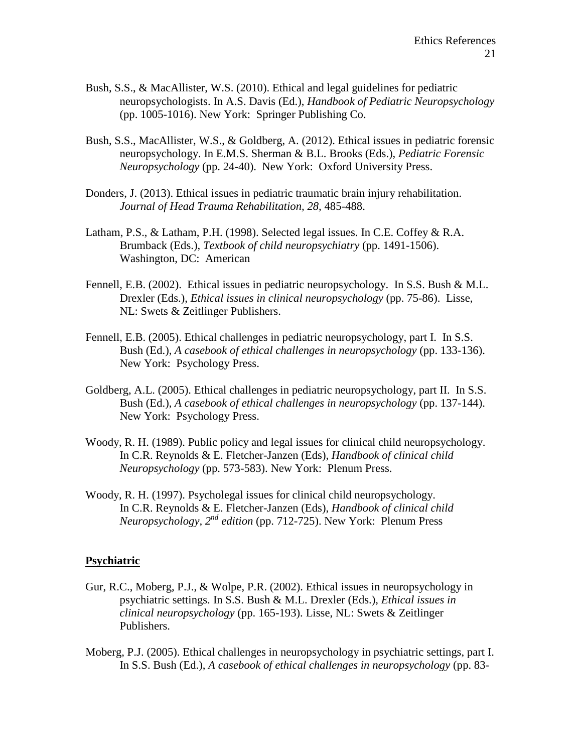Bush, S.S., & MacAllister, W.S. (2010). Ethical and legal guidelines for pediatric neuropsychologists. In A.S. Davis (Ed.), *Handbook of Pediatric Neuropsychology* (pp. 1005-1016). New York: Springer Publishing Co.

Bush, S.S., MacAllister, W.S., & Goldberg, A. (2012). Ethical issues in pediatric forensic neuropsychology. In E.M.S. Sherman & B.L. Brooks (Eds.), *Pediatric Forensic Neuropsychology* (pp. 24-40). New York: Oxford University Press.

Donders, J. (2013). Ethical issues in pediatric traumatic brain injury rehabilitation. *Journal of Head Trauma Rehabilitation*, *28*, 485-488.

Latham, P.S., & Latham, P.H. (1998). Selected legal issues. In C.E. Coffey & R.A. Brumback (Eds.), *Textbook of child neuropsychiatry* (pp. 1491-1506). Washington, DC: American

Fennell, E.B. (2002). Ethical issues in pediatric neuropsychology. In S.S. Bush & M.L. Drexler (Eds.), *Ethical issues in clinical neuropsychology* (pp. 75-86). Lisse, NL: Swets & Zeitlinger Publishers.

Fennell, E.B. (2005). Ethical challenges in pediatric neuropsychology, part I. In S.S. Bush (Ed.), *A casebook of ethical challenges in neuropsychology* (pp. 133-136). New York: Psychology Press.

Goldberg, A.L. (2005). Ethical challenges in pediatric neuropsychology, part II. In S.S. Bush (Ed.), *A casebook of ethical challenges in neuropsychology* (pp. 137-144). New York: Psychology Press.

Woody, R. H. (1989). Public policy and legal issues for clinical child neuropsychology. In C.R. Reynolds & E. Fletcher-Janzen (Eds), *Handbook of clinical child Neuropsychology* (pp. 573-583). New York: Plenum Press.

Woody, R. H. (1997). Psycholegal issues for clinical child neuropsychology. In C.R. Reynolds & E. Fletcher-Janzen (Eds), *Handbook of clinical child Neuropsychology*, *2nd edition* (pp. 712-725). New York: Plenum Press

## **Psychiatric**

Gur, R.C., Moberg, P.J., & Wolpe, P.R. (2002). Ethical issues in neuropsychology in psychiatric settings. In S.S. Bush & M.L. Drexler (Eds.), *Ethical issues in clinical neuropsychology* (pp. 165-193). Lisse, NL: Swets & Zeitlinger Publishers.

Moberg, P.J. (2005). Ethical challenges in neuropsychology in psychiatric settings, part I. In S.S. Bush (Ed.), *A casebook of ethical challenges in neuropsychology* (pp. 83-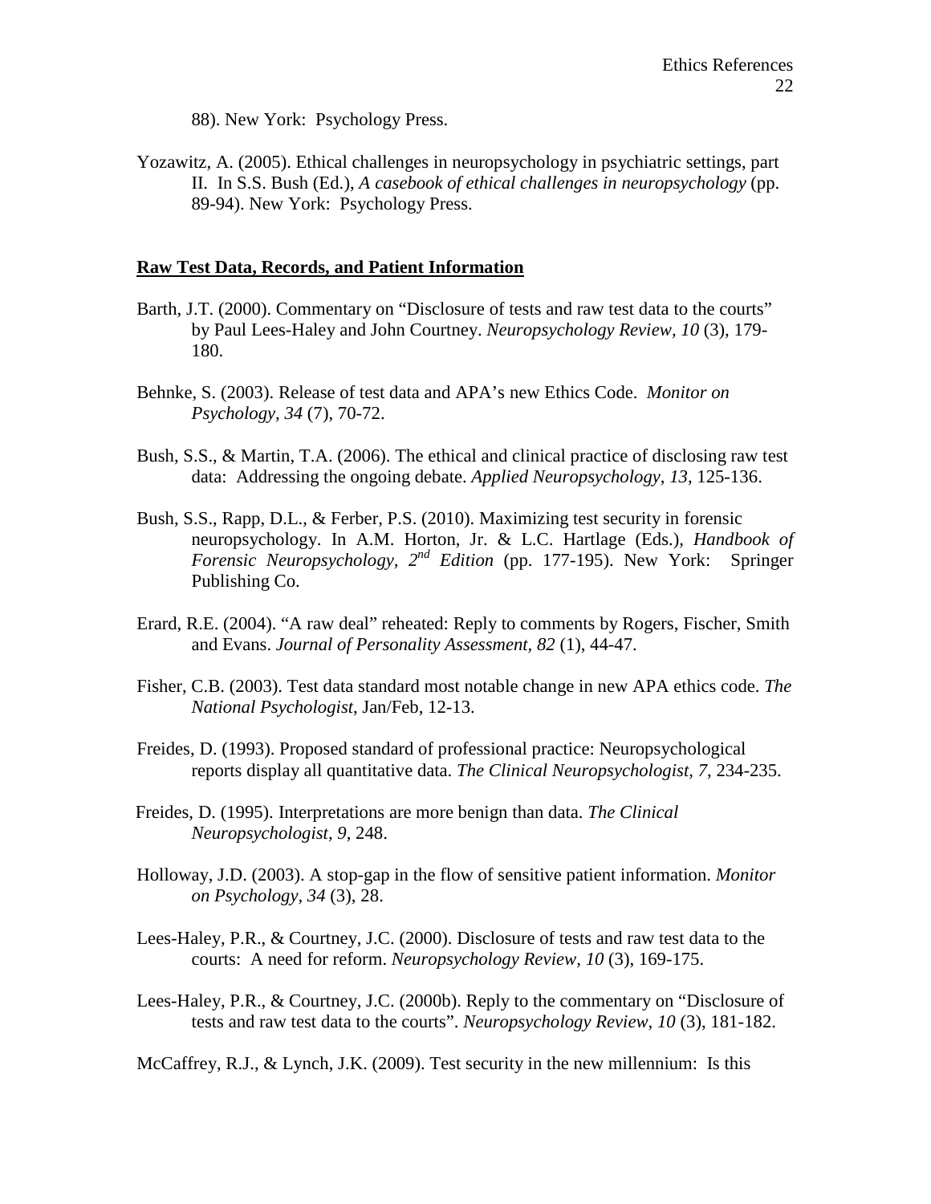88). New York: Psychology Press.

Yozawitz, A. (2005). Ethical challenges in neuropsychology in psychiatric settings, part II. In S.S. Bush (Ed.), *A casebook of ethical challenges in neuropsychology* (pp. 89-94). New York: Psychology Press.

## Raw Test Data, Records, and Patient Information

Barth, J.T. (2000). Commentary on "Disclosure of tests and raw test data to the courts" by Paul Lees-Haley and John Courtney. *Neuropsychology Review, 10* (3), 179-180.

Behnke, S. (2003). Release of test data and APA's new Ethics Code. *Monitor on Psychology, 34* (7), 70-72.

Bush, S.S., & Martin, T.A. (2006). The ethical and clinical practice of disclosing raw test data: Addressing the ongoing debate. *Applied Neuropsychology, 13*, 125-136.

Bush, S.S., Rapp, D.L., & Ferber, P.S. (2010). Maximizing test security in forensic neuropsychology. In A.M. Horton, Jr. & L.C. Hartlage (Eds.), *Handbook of Forensic Neuropsychology, 2nd Edition* (pp. 177-195). New York: Springer Publishing Co.

Erard, R.E. (2004). "A raw deal" reheated: Reply to comments by Rogers, Fischer, Smith and Evans. *Journal of Personality Assessment, 82* (1), 44-47.

Fisher, C.B. (2003). Test data standard most notable change in new APA ethics code. *The National Psychologist*, Jan/Feb, 12-13.

Freides, D. (1993). Proposed standard of professional practice: Neuropsychological reports display all quantitative data. *The Clinical Neuropsychologist, 7*, 234-235.

Freides, D. (1995). Interpretations are more benign than data. *The Clinical Neuropsychologist, 9*, 248.

Holloway, J.D. (2003). A stop-gap in the flow of sensitive patient information. *Monitor on Psychology, 34* (3), 28.

Lees-Haley, P.R., & Courtney, J.C. (2000). Disclosure of tests and raw test data to the courts: A need for reform. *Neuropsychology Review, 10* (3), 169-175.

Lees-Haley, P.R., & Courtney, J.C. (2000b). Reply to the commentary on "Disclosure of tests and raw test data to the courts". *Neuropsychology Review, 10* (3), 181-182.

McCaffrey, R.J., & Lynch, J.K. (2009). Test security in the new millennium: Is this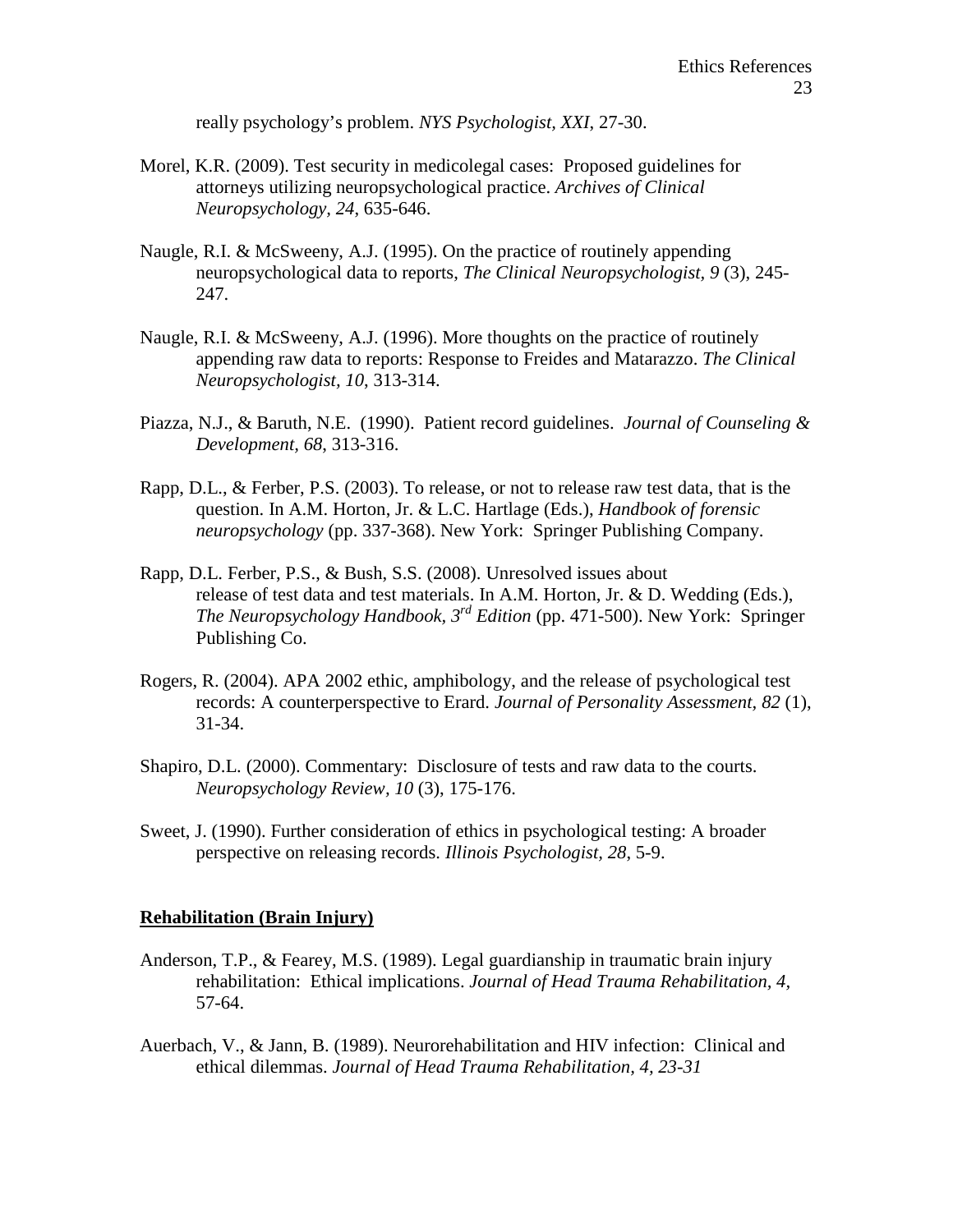really psychology's problem. *NYS Psychologist, XXI*, 27-30.

Morel, K.R. (2009). Test security in medicolegal cases: Proposed guidelines for attorneys utilizing neuropsychological practice. *Archives of Clinical Neuropsychology, 24*, 635-646.

Naugle, R.I. & McSweeny, A.J. (1995). On the practice of routinely appending neuropsychological data to reports, *The Clinical Neuropsychologist, 9* (3), 245-247.

Naugle, R.I. & McSweeny, A.J. (1996). More thoughts on the practice of routinely appending raw data to reports: Response to Freides and Matarazzo. *The Clinical Neuropsychologist, 10*, 313-314.

Piazza, N.J., & Baruth, N.E. (1990). Patient record guidelines. *Journal of Counseling & Development, 68*, 313-316.

Rapp, D.L., & Ferber, P.S. (2003). To release, or not to release raw test data, that is the question. In A.M. Horton, Jr. & L.C. Hartlage (Eds.), *Handbook of forensic neuropsychology* (pp. 337-368). New York: Springer Publishing Company.

Rapp, D.L. Ferber, P.S., & Bush, S.S. (2008). Unresolved issues about release of test data and test materials. In A.M. Horton, Jr. & D. Wedding (Eds.), *The Neuropsychology Handbook, 3rd Edition* (pp. 471-500). New York: Springer Publishing Co.

Rogers, R. (2004). APA 2002 ethic, amphibology, and the release of psychological test records: A counterperspective to Erard. *Journal of Personality Assessment, 82* (1), 31-34.

Shapiro, D.L. (2000). Commentary: Disclosure of tests and raw data to the courts. *Neuropsychology Review, 10* (3), 175-176.

Sweet, J. (1990). Further consideration of ethics in psychological testing: A broader perspective on releasing records. *Illinois Psychologist, 28*, 5-9.

## Rehabilitation (Brain Injury)

Anderson, T.P., & Fearey, M.S. (1989). Legal guardianship in traumatic brain injury rehabilitation: Ethical implications. *Journal of Head Trauma Rehabilitation, 4*, 57-64.

Auerbach, V., & Jann, B. (1989). Neurorehabilitation and HIV infection: Clinical and ethical dilemmas. *Journal of Head Trauma Rehabilitation, 4, 23-31*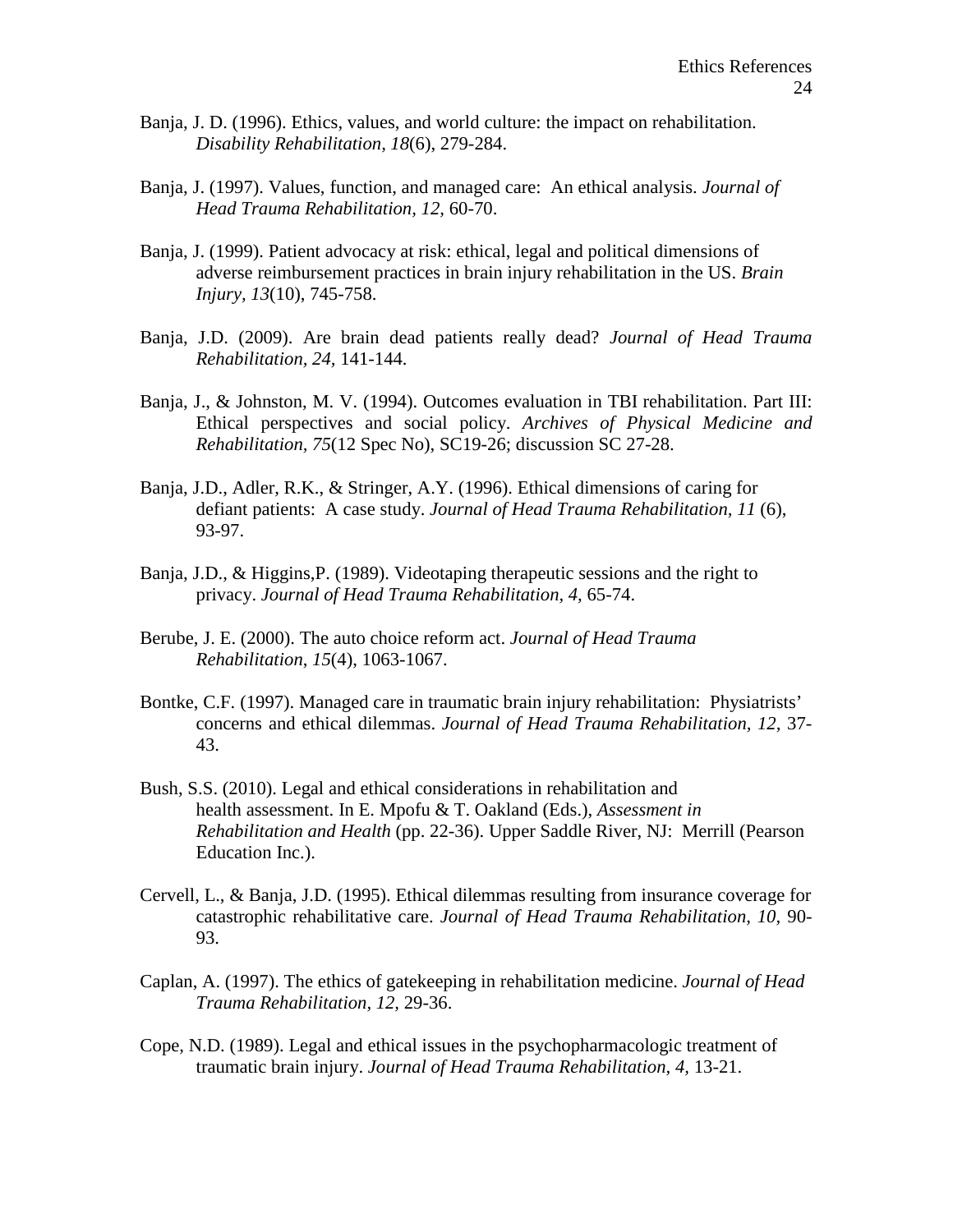Banja, J. D. (1996). Ethics, values, and world culture: the impact on rehabilitation. *Disability Rehabilitation, 18*(6), 279-284.

Banja, J. (1997). Values, function, and managed care: An ethical analysis. *Journal of Head Trauma Rehabilitation, 12,* 60-70.

Banja, J. (1999). Patient advocacy at risk: ethical, legal and political dimensions of adverse reimbursement practices in brain injury rehabilitation in the US. *Brain Injury, 13*(10), 745-758.

Banja, J.D. (2009). Are brain dead patients really dead? *Journal of Head Trauma Rehabilitation, 24,* 141-144.

Banja, J., & Johnston, M. V. (1994). Outcomes evaluation in TBI rehabilitation. Part III: Ethical perspectives and social policy. *Archives of Physical Medicine and Rehabilitation, 75*(12 Spec No), SC19-26; discussion SC 27-28.

Banja, J.D., Adler, R.K., & Stringer, A.Y. (1996). Ethical dimensions of caring for defiant patients: A case study. *Journal of Head Trauma Rehabilitation, 11* (6), 93-97.

Banja, J.D., & Higgins,P. (1989). Videotaping therapeutic sessions and the right to privacy. *Journal of Head Trauma Rehabilitation, 4,* 65-74.

Berube, J. E. (2000). The auto choice reform act. *Journal of Head Trauma Rehabilitation*, *15*(4), 1063-1067.

Bontke, C.F. (1997). Managed care in traumatic brain injury rehabilitation: Physiatrists' concerns and ethical dilemmas. *Journal of Head Trauma Rehabilitation, 12,* 37-43.

Bush, S.S. (2010). Legal and ethical considerations in rehabilitation and health assessment. In E. Mpofu & T. Oakland (Eds.), *Assessment in Rehabilitation and Health* (pp. 22-36). Upper Saddle River, NJ: Merrill (Pearson Education Inc.).

Cervell, L., & Banja, J.D. (1995). Ethical dilemmas resulting from insurance coverage for catastrophic rehabilitative care. *Journal of Head Trauma Rehabilitation, 10,* 90-93.

Caplan, A. (1997). The ethics of gatekeeping in rehabilitation medicine. *Journal of Head Trauma Rehabilitation, 12,* 29-36.

Cope, N.D. (1989). Legal and ethical issues in the psychopharmacologic treatment of traumatic brain injury. *Journal of Head Trauma Rehabilitation, 4,* 13-21.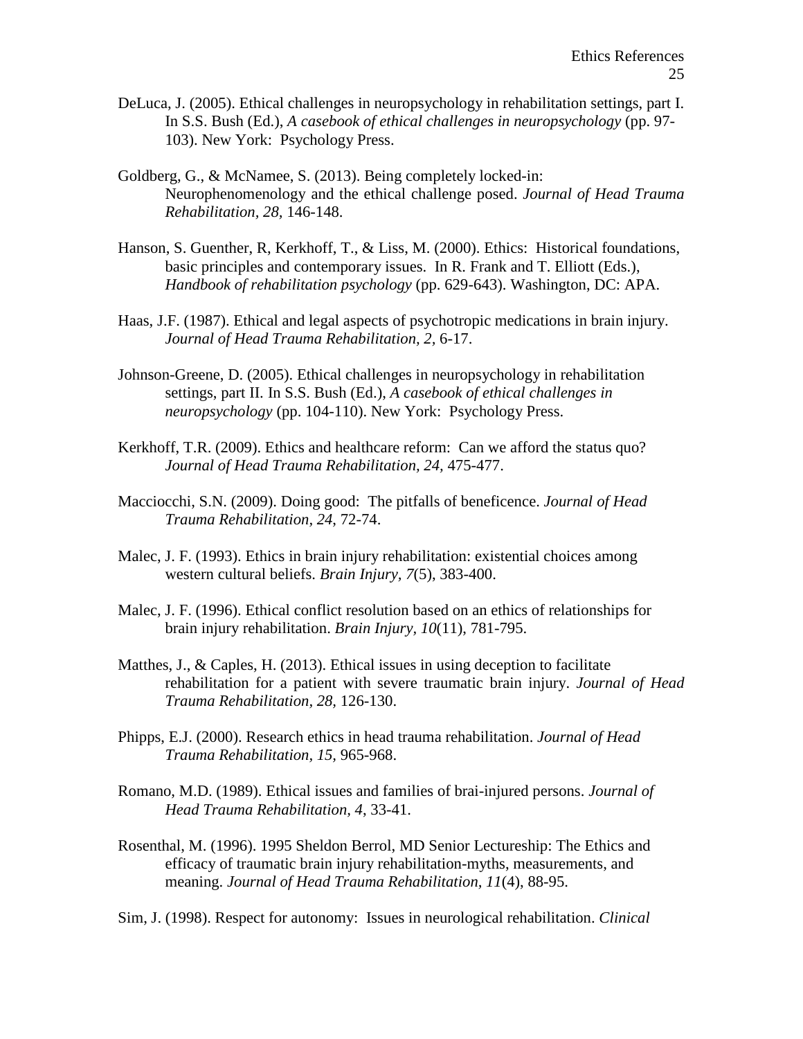DeLuca, J. (2005). Ethical challenges in neuropsychology in rehabilitation settings, part I. In S.S. Bush (Ed.), *A casebook of ethical challenges in neuropsychology* (pp. 97-103). New York: Psychology Press.

Goldberg, G., & McNamee, S. (2013). Being completely locked-in: Neurophenomenology and the ethical challenge posed. *Journal of Head Trauma Rehabilitation, 28,* 146-148.

Hanson, S. Guenther, R, Kerkhoff, T., & Liss, M. (2000). Ethics: Historical foundations, basic principles and contemporary issues. In R. Frank and T. Elliott (Eds.), *Handbook of rehabilitation psychology* (pp. 629-643). Washington, DC: APA.

Haas, J.F. (1987). Ethical and legal aspects of psychotropic medications in brain injury. *Journal of Head Trauma Rehabilitation, 2,* 6-17.

Johnson-Greene, D. (2005). Ethical challenges in neuropsychology in rehabilitation settings, part II. In S.S. Bush (Ed.), *A casebook of ethical challenges in neuropsychology* (pp. 104-110). New York: Psychology Press.

Kerkhoff, T.R. (2009). Ethics and healthcare reform: Can we afford the status quo? *Journal of Head Trauma Rehabilitation, 24,* 475-477.

Macciocchi, S.N. (2009). Doing good: The pitfalls of beneficence. *Journal of Head Trauma Rehabilitation, 24,* 72-74.

Malec, J. F. (1993). Ethics in brain injury rehabilitation: existential choices among western cultural beliefs. *Brain Injury, 7*(5), 383-400.

Malec, J. F. (1996). Ethical conflict resolution based on an ethics of relationships for brain injury rehabilitation. *Brain Injury, 10*(11), 781-795.

Matthes, J., & Caples, H. (2013). Ethical issues in using deception to facilitate rehabilitation for a patient with severe traumatic brain injury. *Journal of Head Trauma Rehabilitation, 28,* 126-130.

Phipps, E.J. (2000). Research ethics in head trauma rehabilitation. *Journal of Head Trauma Rehabilitation, 15,* 965-968.

Romano, M.D. (1989). Ethical issues and families of brai-injured persons. *Journal of Head Trauma Rehabilitation, 4,* 33-41.

Rosenthal, M. (1996). 1995 Sheldon Berrol, MD Senior Lectureship: The Ethics and efficacy of traumatic brain injury rehabilitation-myths, measurements, and meaning. *Journal of Head Trauma Rehabilitation, 11*(4), 88-95.

Sim, J. (1998). Respect for autonomy: Issues in neurological rehabilitation. *Clinical*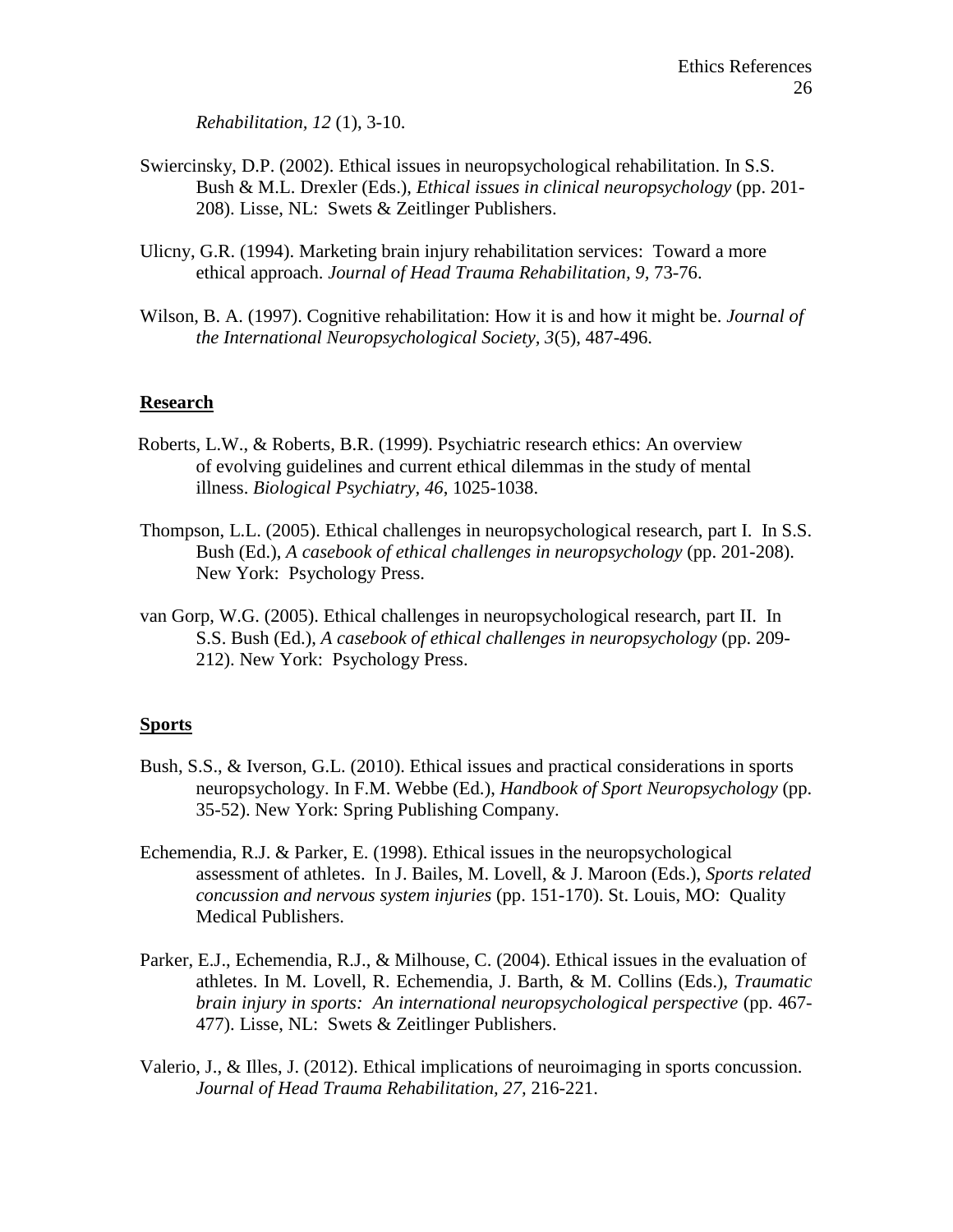*Rehabilitation, 12* (1), 3-10.

Swiercinsky, D.P. (2002). Ethical issues in neuropsychological rehabilitation. In S.S. Bush & M.L. Drexler (Eds.), *Ethical issues in clinical neuropsychology* (pp. 201-208). Lisse, NL: Swets & Zeitlinger Publishers.

Ulicny, G.R. (1994). Marketing brain injury rehabilitation services: Toward a more ethical approach. *Journal of Head Trauma Rehabilitation, 9,* 73-76.

Wilson, B. A. (1997). Cognitive rehabilitation: How it is and how it might be. *Journal of the International Neuropsychological Society, 3*(5), 487-496.

## Research

Roberts, L.W., & Roberts, B.R. (1999). Psychiatric research ethics: An overview of evolving guidelines and current ethical dilemmas in the study of mental illness. *Biological Psychiatry, 46*, 1025-1038.

Thompson, L.L. (2005). Ethical challenges in neuropsychological research, part I. In S.S. Bush (Ed.), *A casebook of ethical challenges in neuropsychology* (pp. 201-208). New York: Psychology Press.

van Gorp, W.G. (2005). Ethical challenges in neuropsychological research, part II. In S.S. Bush (Ed.), *A casebook of ethical challenges in neuropsychology* (pp. 209-212). New York: Psychology Press.

## Sports

Bush, S.S., & Iverson, G.L. (2010). Ethical issues and practical considerations in sports neuropsychology. In F.M. Webbe (Ed.), *Handbook of Sport Neuropsychology* (pp. 35-52). New York: Spring Publishing Company.

Echemendia, R.J. & Parker, E. (1998). Ethical issues in the neuropsychological assessment of athletes. In J. Bailes, M. Lovell, & J. Maroon (Eds.), *Sports related concussion and nervous system injuries* (pp. 151-170). St. Louis, MO: Quality Medical Publishers.

Parker, E.J., Echemendia, R.J., & Milhouse, C. (2004). Ethical issues in the evaluation of athletes. In M. Lovell, R. Echemendia, J. Barth, & M. Collins (Eds.), *Traumatic brain injury in sports: An international neuropsychological perspective* (pp. 467-477). Lisse, NL: Swets & Zeitlinger Publishers.

Valerio, J., & Illes, J. (2012). Ethical implications of neuroimaging in sports concussion. *Journal of Head Trauma Rehabilitation, 27,* 216-221.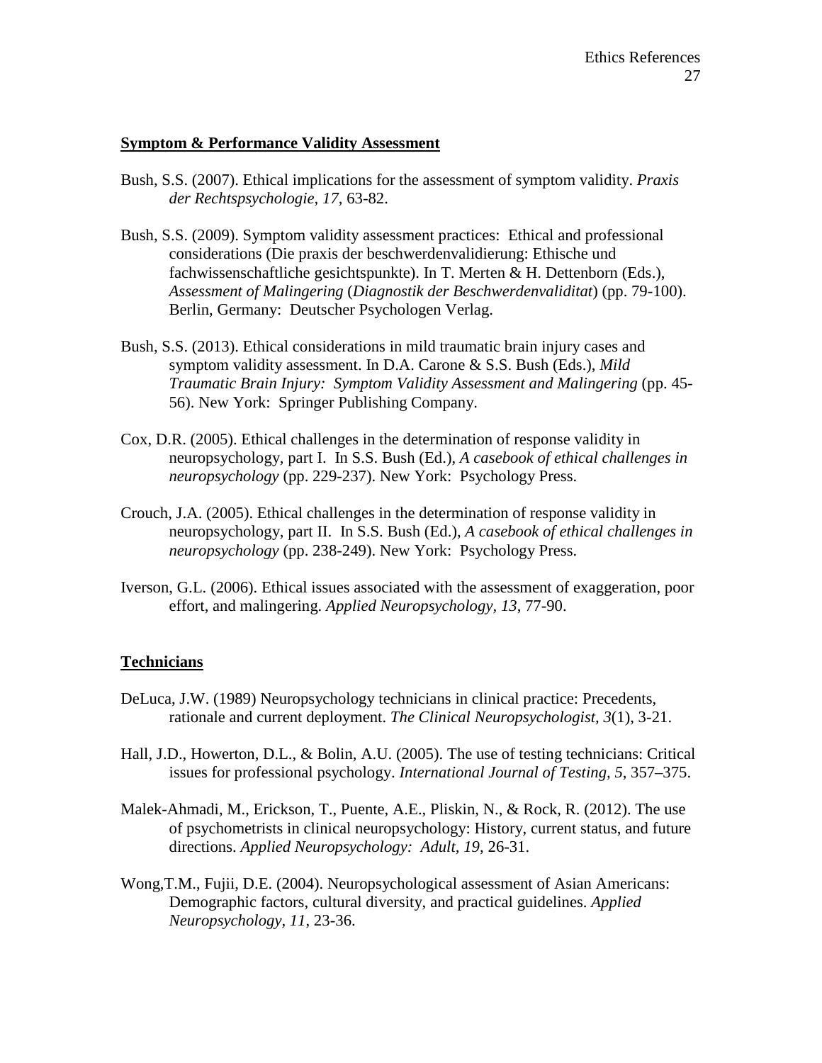**Symptom & Performance Validity Assessment**

Bush, S.S. (2007). Ethical implications for the assessment of symptom validity. *Praxis der Rechtspsychologie, 17*, 63-82.

Bush, S.S. (2009). Symptom validity assessment practices: Ethical and professional considerations (Die praxis der beschwerdenvalidierung: Ethische und fachwissenschaftliche gesichtspunkte). In T. Merten & H. Dettenborn (Eds.), *Assessment of Malingering* (*Diagnostik der Beschwerdenvaliditat*) (pp. 79-100). Berlin, Germany: Deutscher Psychologen Verlag.

Bush, S.S. (2013). Ethical considerations in mild traumatic brain injury cases and symptom validity assessment. In D.A. Carone & S.S. Bush (Eds.), *Mild Traumatic Brain Injury: Symptom Validity Assessment and Malingering* (pp. 45-56). New York: Springer Publishing Company.

Cox, D.R. (2005). Ethical challenges in the determination of response validity in neuropsychology, part I. In S.S. Bush (Ed.), *A casebook of ethical challenges in neuropsychology* (pp. 229-237). New York: Psychology Press.

Crouch, J.A. (2005). Ethical challenges in the determination of response validity in neuropsychology, part II. In S.S. Bush (Ed.), *A casebook of ethical challenges in neuropsychology* (pp. 238-249). New York: Psychology Press.

Iverson, G.L. (2006). Ethical issues associated with the assessment of exaggeration, poor effort, and malingering. *Applied Neuropsychology, 13*, 77-90.

**Technicians**

DeLuca, J.W. (1989) Neuropsychology technicians in clinical practice: Precedents, rationale and current deployment. *The Clinical Neuropsychologist, 3*(1), 3-21.

Hall, J.D., Howerton, D.L., & Bolin, A.U. (2005). The use of testing technicians: Critical issues for professional psychology. *International Journal of Testing, 5*, 357–375.

Malek-Ahmadi, M., Erickson, T., Puente, A.E., Pliskin, N., & Rock, R. (2012). The use of psychometrists in clinical neuropsychology: History, current status, and future directions. *Applied Neuropsychology: Adult, 19*, 26-31.

Wong,T.M., Fujii, D.E. (2004). Neuropsychological assessment of Asian Americans: Demographic factors, cultural diversity, and practical guidelines. *Applied Neuropsychology, 11*, 23-36.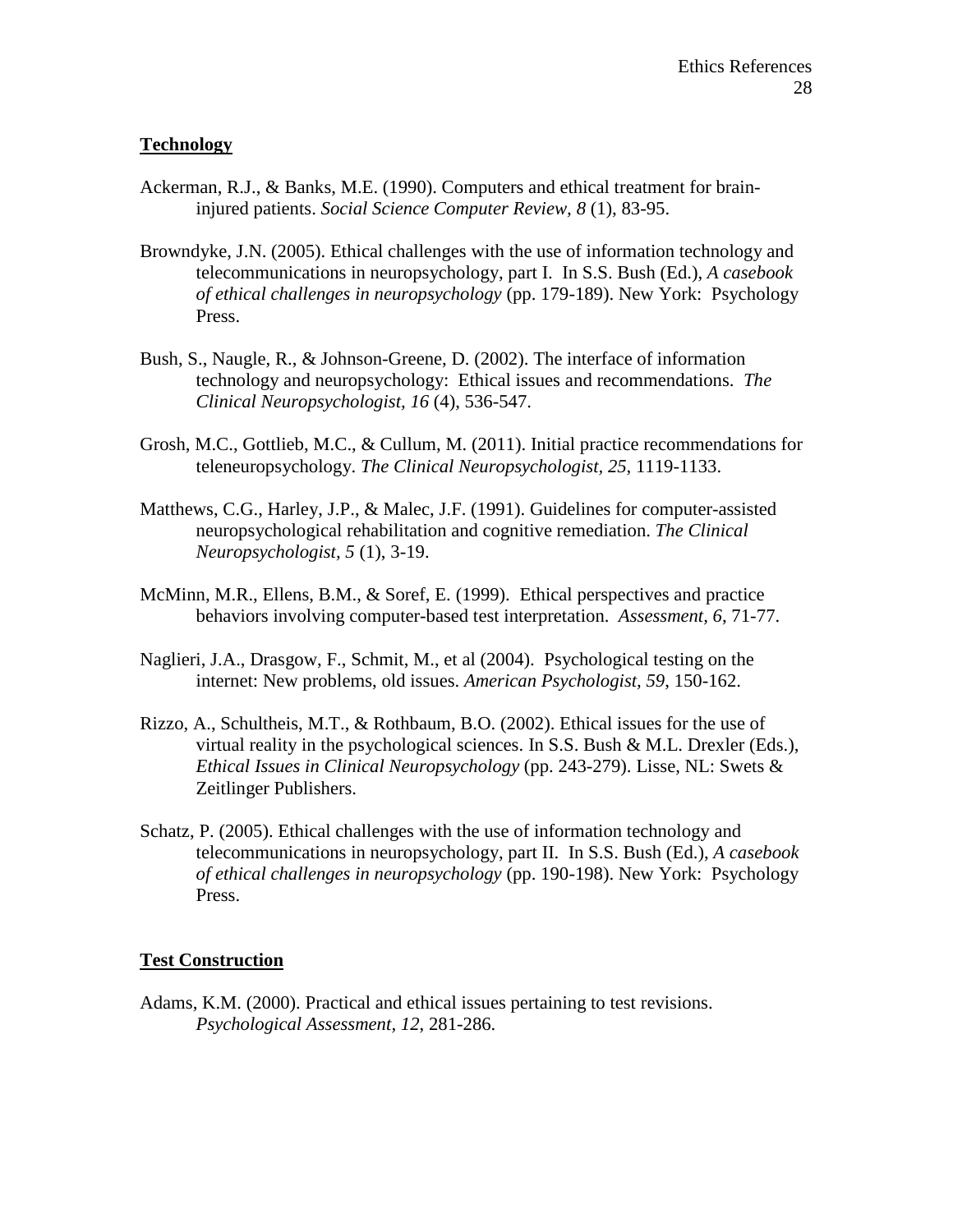## Technology

Ackerman, R.J., & Banks, M.E. (1990). Computers and ethical treatment for brain-injured patients. *Social Science Computer Review, 8* (1), 83-95.

Browndyke, J.N. (2005). Ethical challenges with the use of information technology and telecommunications in neuropsychology, part I. In S.S. Bush (Ed.), *A casebook of ethical challenges in neuropsychology* (pp. 179-189). New York: Psychology Press.

Bush, S., Naugle, R., & Johnson-Greene, D. (2002). The interface of information technology and neuropsychology: Ethical issues and recommendations. *The Clinical Neuropsychologist, 16* (4), 536-547.

Grosh, M.C., Gottlieb, M.C., & Cullum, M. (2011). Initial practice recommendations for teleneuropsychology. *The Clinical Neuropsychologist, 25*, 1119-1133.

Matthews, C.G., Harley, J.P., & Malec, J.F. (1991). Guidelines for computer-assisted neuropsychological rehabilitation and cognitive remediation. *The Clinical Neuropsychologist, 5* (1), 3-19.

McMinn, M.R., Ellens, B.M., & Soref, E. (1999). Ethical perspectives and practice behaviors involving computer-based test interpretation. *Assessment, 6*, 71-77.

Naglieri, J.A., Drasgow, F., Schmit, M., et al (2004). Psychological testing on the internet: New problems, old issues. *American Psychologist, 59*, 150-162.

Rizzo, A., Schultheis, M.T., & Rothbaum, B.O. (2002). Ethical issues for the use of virtual reality in the psychological sciences. In S.S. Bush & M.L. Drexler (Eds.), *Ethical Issues in Clinical Neuropsychology* (pp. 243-279). Lisse, NL: Swets & Zeitlinger Publishers.

Schatz, P. (2005). Ethical challenges with the use of information technology and telecommunications in neuropsychology, part II. In S.S. Bush (Ed.), *A casebook of ethical challenges in neuropsychology* (pp. 190-198). New York: Psychology Press.

## Test Construction

Adams, K.M. (2000). Practical and ethical issues pertaining to test revisions. *Psychological Assessment, 12*, 281-286.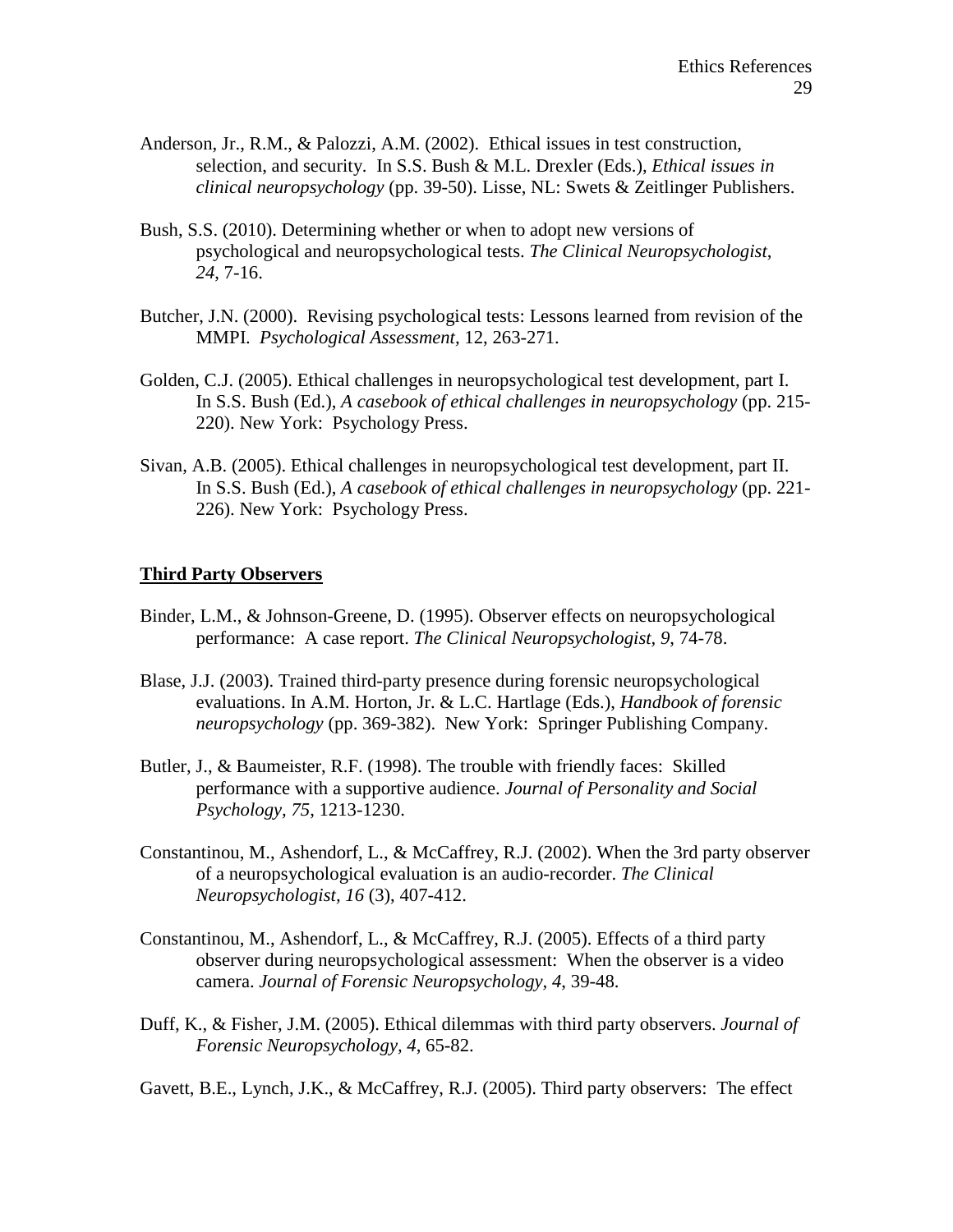Anderson, Jr., R.M., & Palozzi, A.M. (2002). Ethical issues in test construction, selection, and security. In S.S. Bush & M.L. Drexler (Eds.), *Ethical issues in clinical neuropsychology* (pp. 39-50). Lisse, NL: Swets & Zeitlinger Publishers.

Bush, S.S. (2010). Determining whether or when to adopt new versions of psychological and neuropsychological tests. *The Clinical Neuropsychologist*, *24*, 7-16.

Butcher, J.N. (2000). Revising psychological tests: Lessons learned from revision of the MMPI. *Psychological Assessment*, 12, 263-271.

Golden, C.J. (2005). Ethical challenges in neuropsychological test development, part I. In S.S. Bush (Ed.), *A casebook of ethical challenges in neuropsychology* (pp. 215-220). New York: Psychology Press.

Sivan, A.B. (2005). Ethical challenges in neuropsychological test development, part II. In S.S. Bush (Ed.), *A casebook of ethical challenges in neuropsychology* (pp. 221-226). New York: Psychology Press.

**Third Party Observers**

Binder, L.M., & Johnson-Greene, D. (1995). Observer effects on neuropsychological performance: A case report. *The Clinical Neuropsychologist, 9*, 74-78.

Blase, J.J. (2003). Trained third-party presence during forensic neuropsychological evaluations. In A.M. Horton, Jr. & L.C. Hartlage (Eds.), *Handbook of forensic neuropsychology* (pp. 369-382). New York: Springer Publishing Company.

Butler, J., & Baumeister, R.F. (1998). The trouble with friendly faces: Skilled performance with a supportive audience. *Journal of Personality and Social Psychology, 75*, 1213-1230.

Constantinou, M., Ashendorf, L., & McCaffrey, R.J. (2002). When the 3rd party observer of a neuropsychological evaluation is an audio-recorder. *The Clinical Neuropsychologist, 16* (3), 407-412.

Constantinou, M., Ashendorf, L., & McCaffrey, R.J. (2005). Effects of a third party observer during neuropsychological assessment: When the observer is a video camera. *Journal of Forensic Neuropsychology, 4*, 39-48.

Duff, K., & Fisher, J.M. (2005). Ethical dilemmas with third party observers. *Journal of Forensic Neuropsychology, 4*, 65-82.

Gavett, B.E., Lynch, J.K., & McCaffrey, R.J. (2005). Third party observers: The effect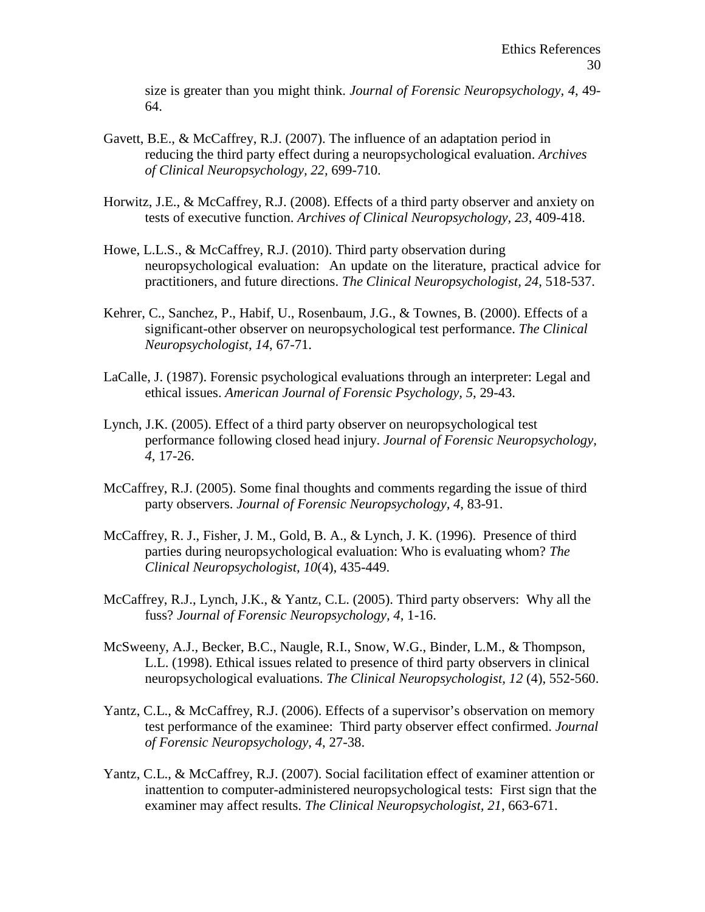size is greater than you might think. *Journal of Forensic Neuropsychology*, *4*, 49-64.

Gavett, B.E., & McCaffrey, R.J. (2007). The influence of an adaptation period in reducing the third party effect during a neuropsychological evaluation. *Archives of Clinical Neuropsychology*, *22*, 699-710.

Horwitz, J.E., & McCaffrey, R.J. (2008). Effects of a third party observer and anxiety on tests of executive function. *Archives of Clinical Neuropsychology*, *23*, 409-418.

Howe, L.L.S., & McCaffrey, R.J. (2010). Third party observation during neuropsychological evaluation: An update on the literature, practical advice for practitioners, and future directions. *The Clinical Neuropsychologist*, *24*, 518-537.

Kehrer, C., Sanchez, P., Habif, U., Rosenbaum, J.G., & Townes, B. (2000). Effects of a significant-other observer on neuropsychological test performance. *The Clinical Neuropsychologist, 14*, 67-71.

LaCalle, J. (1987). Forensic psychological evaluations through an interpreter: Legal and ethical issues. *American Journal of Forensic Psychology, 5*, 29-43.

Lynch, J.K. (2005). Effect of a third party observer on neuropsychological test performance following closed head injury. *Journal of Forensic Neuropsychology, 4*, 17-26.

McCaffrey, R.J. (2005). Some final thoughts and comments regarding the issue of third party observers. *Journal of Forensic Neuropsychology, 4*, 83-91.

McCaffrey, R. J., Fisher, J. M., Gold, B. A., & Lynch, J. K. (1996). Presence of third parties during neuropsychological evaluation: Who is evaluating whom? *The Clinical Neuropsychologist, 10*(4), 435-449.

McCaffrey, R.J., Lynch, J.K., & Yantz, C.L. (2005). Third party observers: Why all the fuss? *Journal of Forensic Neuropsychology, 4*, 1-16.

McSweeny, A.J., Becker, B.C., Naugle, R.I., Snow, W.G., Binder, L.M., & Thompson, L.L. (1998). Ethical issues related to presence of third party observers in clinical neuropsychological evaluations. *The Clinical Neuropsychologist, 12* (4), 552-560.

Yantz, C.L., & McCaffrey, R.J. (2006). Effects of a supervisor's observation on memory test performance of the examinee: Third party observer effect confirmed. *Journal of Forensic Neuropsychology, 4*, 27-38.

Yantz, C.L., & McCaffrey, R.J. (2007). Social facilitation effect of examiner attention or inattention to computer-administered neuropsychological tests: First sign that the examiner may affect results. *The Clinical Neuropsychologist, 21*, 663-671.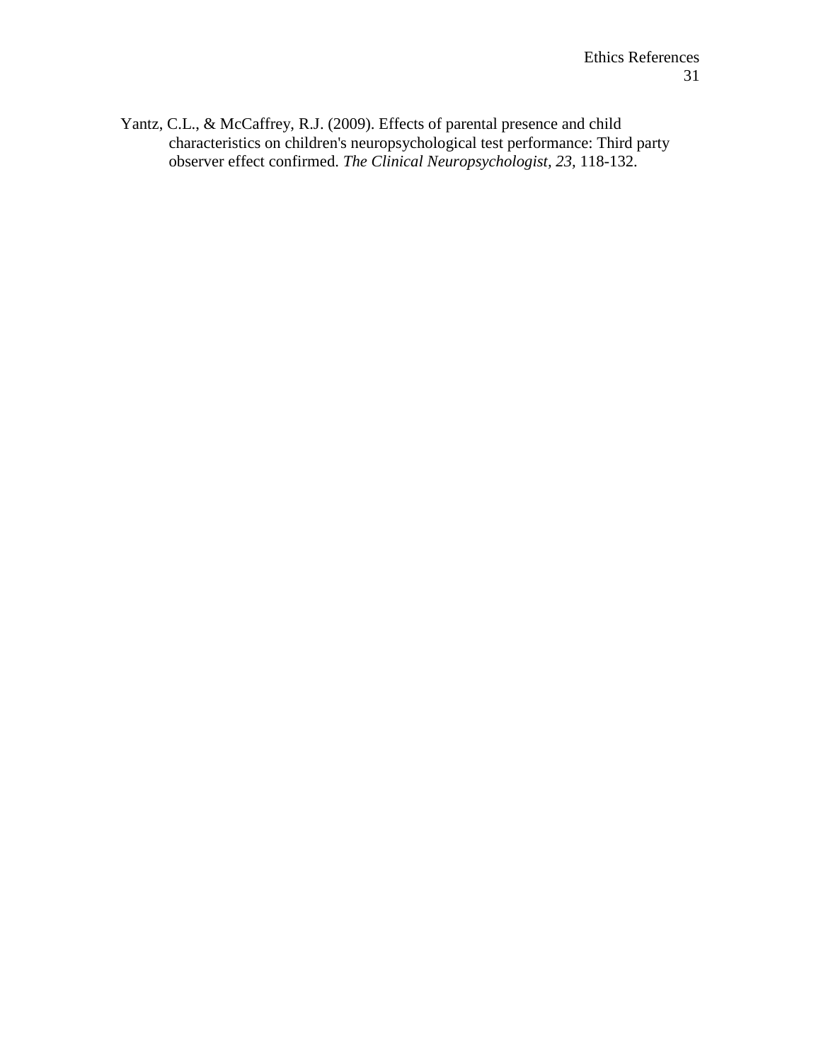Yantz, C.L., & McCaffrey, R.J. (2009). Effects of parental presence and child characteristics on children's neuropsychological test performance: Third party observer effect confirmed. *The Clinical Neuropsychologist, 23*, 118-132.